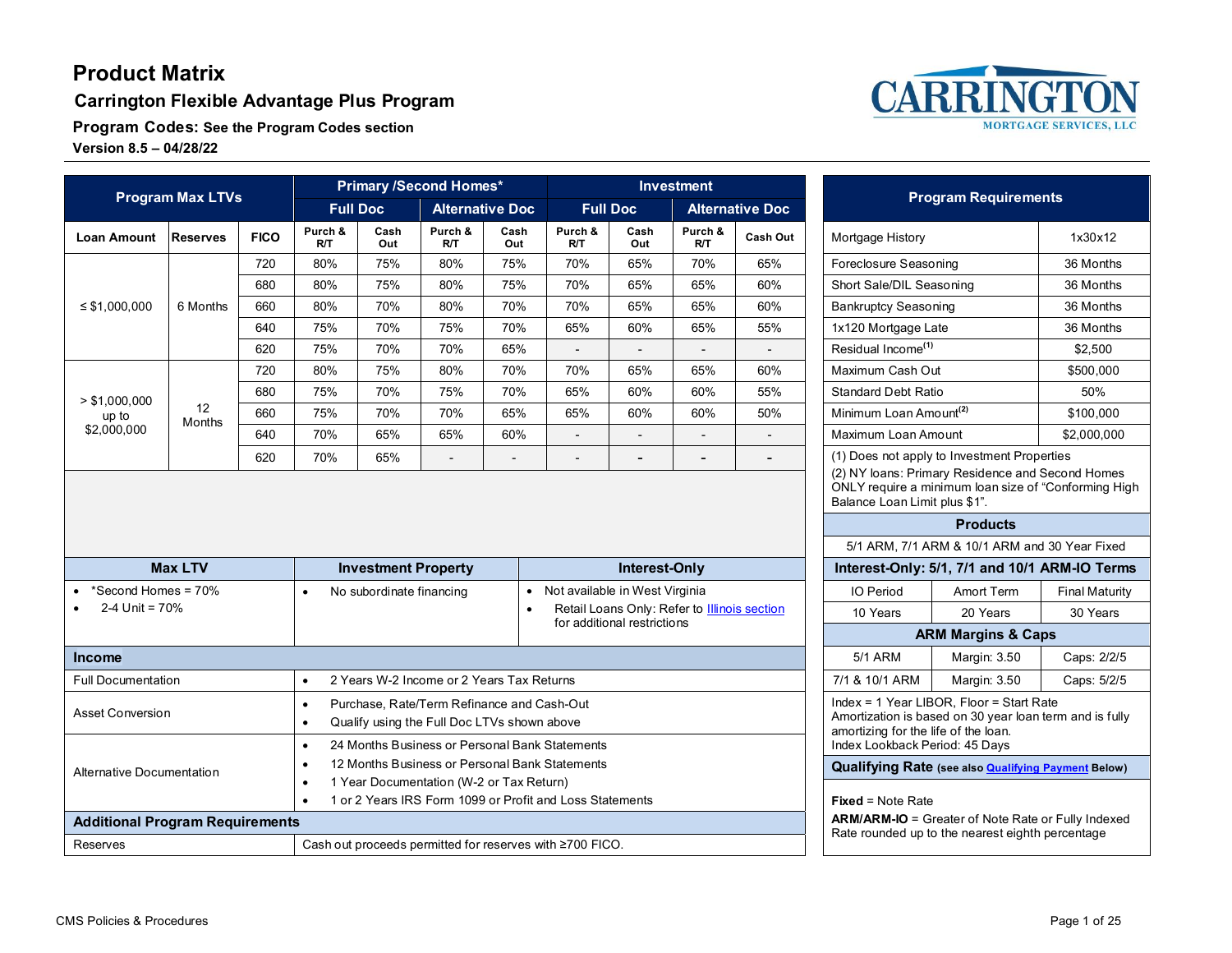# Product Matrix

## Carrington Flexible Advantage Plus Program

**Program Codes:** See the Program Codes section

**Version 8.5 – 04/28/22**

| Program Max LTVs | | | Primary /Second Homes* | | | | Investment | | | |
|---|---|---|---|---|---|---|---|---|---|---|
| | | | Full Doc | | Alternative Doc | | Full Doc | | Alternative Doc | |
| Loan Amount | Reserves | FICO | Purch & R/T | Cash Out | Purch & R/T | Cash Out | Purch & R/T | Cash Out | Purch & R/T | Cash Out |
| ≤ $1,000,000 | 6 Months | 720 | 80% | 75% | 80% | 75% | 70% | 65% | 70% | 65% |
| | | 680 | 80% | 75% | 80% | 75% | 70% | 65% | 65% | 60% |
| | | 660 | 80% | 70% | 80% | 70% | 70% | 65% | 65% | 60% |
| | | 640 | 75% | 70% | 75% | 70% | 65% | 60% | 65% | 55% |
| | | 620 | 75% | 70% | 70% | 65% | - | - | - | - |
| > $1,000,000 up to $2,000,000 | 12 Months | 720 | 80% | 75% | 80% | 70% | 70% | 65% | 65% | 60% |
| | | 680 | 75% | 70% | 75% | 70% | 65% | 60% | 60% | 55% |
| | | 660 | 75% | 70% | 70% | 65% | 65% | 60% | 60% | 50% |
| | | 640 | 70% | 65% | 65% | 60% | - | - | - | - |
| | | 620 | 70% | 65% | - | - | - | - | - | - |

| Max LTV | Investment Property | Interest-Only |
|---|---|---|
| • *Second Homes = 70%<br>• 2-4 Unit = 70% | • No subordinate financing | • Not available in West Virginia<br>• Retail Loans Only: Refer to Illinois section for additional restrictions |

| Income | |
|---|---|
| Full Documentation | • 2 Years W-2 Income or 2 Years Tax Returns |
| Asset Conversion | • Purchase, Rate/Term Refinance and Cash-Out<br>• Qualify using the Full Doc LTVs shown above |
| Alternative Documentation | • 24 Months Business or Personal Bank Statements<br>• 12 Months Business or Personal Bank Statements<br>• 1 Year Documentation (W-2 or Tax Return)<br>• 1 or 2 Years IRS Form 1099 or Profit and Loss Statements |

| Additional Program Requirements | |
|---|---|
| Reserves | Cash out proceeds permitted for reserves with ≥700 FICO. |

| Program Requirements | |
|---|---|
| Mortgage History | 1x30x12 |
| Foreclosure Seasoning | 36 Months |
| Short Sale/DIL Seasoning | 36 Months |
| Bankruptcy Seasoning | 36 Months |
| 1x120 Mortgage Late | 36 Months |
| Residual Income[(1)] | $2,500 |
| Maximum Cash Out | $500,000 |
| Standard Debt Ratio | 50% |
| Minimum Loan Amount[(2)] | $100,000 |
| Maximum Loan Amount | $2,000,000 |

(1) Does not apply to Investment Properties

(2) NY loans: Primary Residence and Second Homes ONLY require a minimum loan size of "Conforming High Balance Loan Limit plus $1".

**Products**

5/1 ARM, 7/1 ARM & 10/1 ARM and 30 Year Fixed

**Interest-Only: 5/1, 7/1 and 10/1 ARM-IO Terms**

| IO Period | Amort Term | Final Maturity |
|---|---|---|
| 10 Years | 20 Years | 30 Years |

**ARM Margins & Caps**

| | | |
|---|---|---|
| 5/1 ARM | Margin: 3.50 | Caps: 2/2/5 |
| 7/1 & 10/1 ARM | Margin: 3.50 | Caps: 5/2/5 |

Index = 1 Year LIBOR, Floor = Start Rate
Amortization is based on 30 year loan term and is fully amortizing for the life of the loan.
Index Lookback Period: 45 Days

**Qualifying Rate** (see also Qualifying Payment Below)

**Fixed** = Note Rate

**ARM/ARM-IO** = Greater of Note Rate or Fully Indexed Rate rounded up to the nearest eighth percentage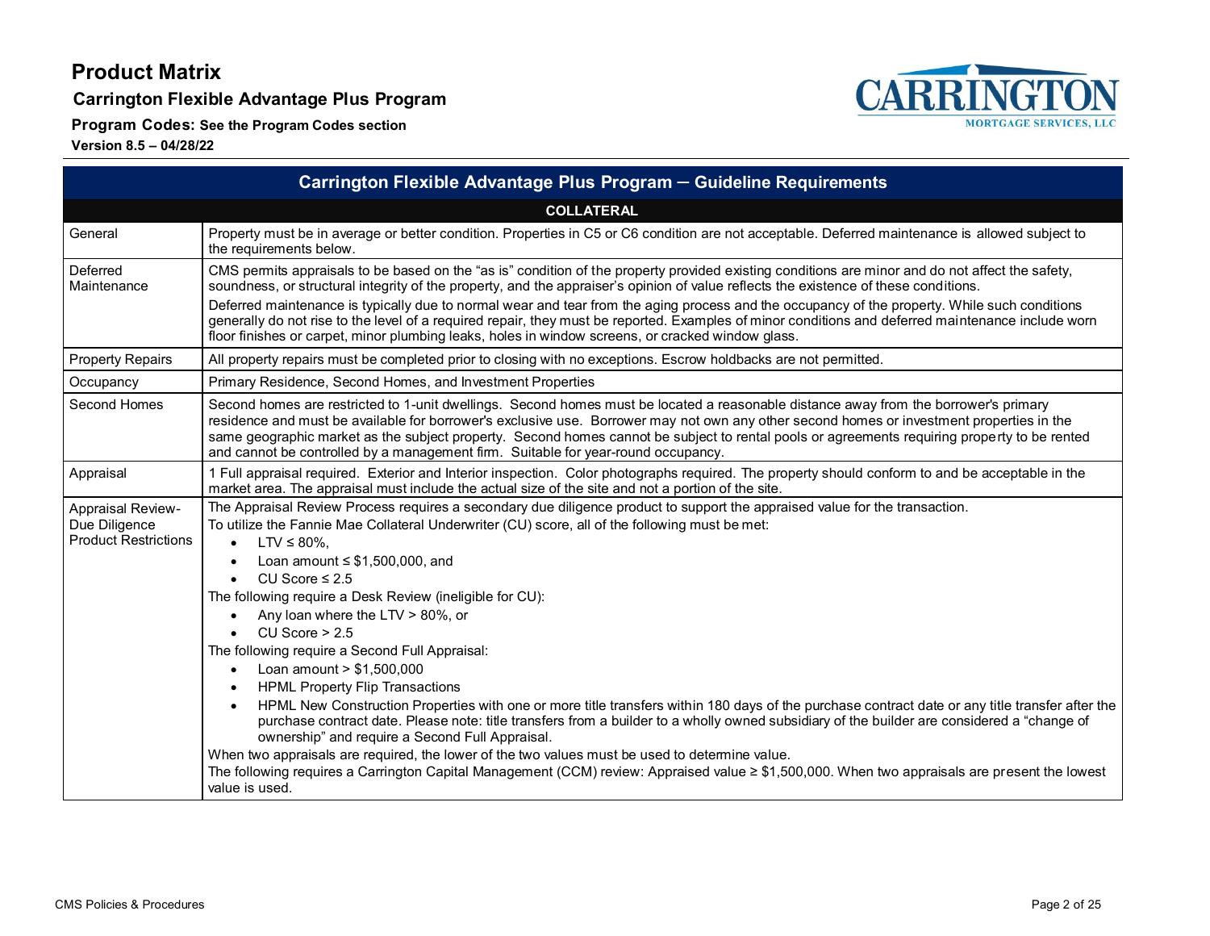# Product Matrix

## Carrington Flexible Advantage Plus Program

**Program Codes:** **See the Program Codes section**

**Version 8.5 – 04/28/22**

| Carrington Flexible Advantage Plus Program – Guideline Requirements | |
|---|---|
| **COLLATERAL** | |
| General | Property must be in average or better condition. Properties in C5 or C6 condition are not acceptable. Deferred maintenance is allowed subject to the requirements below. |
| Deferred Maintenance | CMS permits appraisals to be based on the "as is" condition of the property provided existing conditions are minor and do not affect the safety, soundness, or structural integrity of the property, and the appraiser's opinion of value reflects the existence of these conditions.<br>Deferred maintenance is typically due to normal wear and tear from the aging process and the occupancy of the property. While such conditions generally do not rise to the level of a required repair, they must be reported. Examples of minor conditions and deferred maintenance include worn floor finishes or carpet, minor plumbing leaks, holes in window screens, or cracked window glass. |
| Property Repairs | All property repairs must be completed prior to closing with no exceptions. Escrow holdbacks are not permitted. |
| Occupancy | Primary Residence, Second Homes, and Investment Properties |
| Second Homes | Second homes are restricted to 1-unit dwellings. Second homes must be located a reasonable distance away from the borrower's primary residence and must be available for borrower's exclusive use. Borrower may not own any other second homes or investment properties in the same geographic market as the subject property. Second homes cannot be subject to rental pools or agreements requiring property to be rented and cannot be controlled by a management firm. Suitable for year-round occupancy. |
| Appraisal | 1 Full appraisal required. Exterior and Interior inspection. Color photographs required. The property should conform to and be acceptable in the market area. The appraisal must include the actual size of the site and not a portion of the site. |
| Appraisal Review-Due Diligence Product Restrictions | The Appraisal Review Process requires a secondary due diligence product to support the appraised value for the transaction.<br>To utilize the Fannie Mae Collateral Underwriter (CU) score, all of the following must be met:<br>• LTV ≤ 80%,<br>• Loan amount ≤ $1,500,000, and<br>• CU Score ≤ 2.5<br>The following require a Desk Review (ineligible for CU):<br>• Any loan where the LTV > 80%, or<br>• CU Score > 2.5<br>The following require a Second Full Appraisal:<br>• Loan amount > $1,500,000<br>• HPML Property Flip Transactions<br>• HPML New Construction Properties with one or more title transfers within 180 days of the purchase contract date or any title transfer after the purchase contract date. Please note: title transfers from a builder to a wholly owned subsidiary of the builder are considered a "change of ownership" and require a Second Full Appraisal.<br>When two appraisals are required, the lower of the two values must be used to determine value.<br>The following requires a Carrington Capital Management (CCM) review: Appraised value ≥ $1,500,000. When two appraisals are present the lowest value is used. |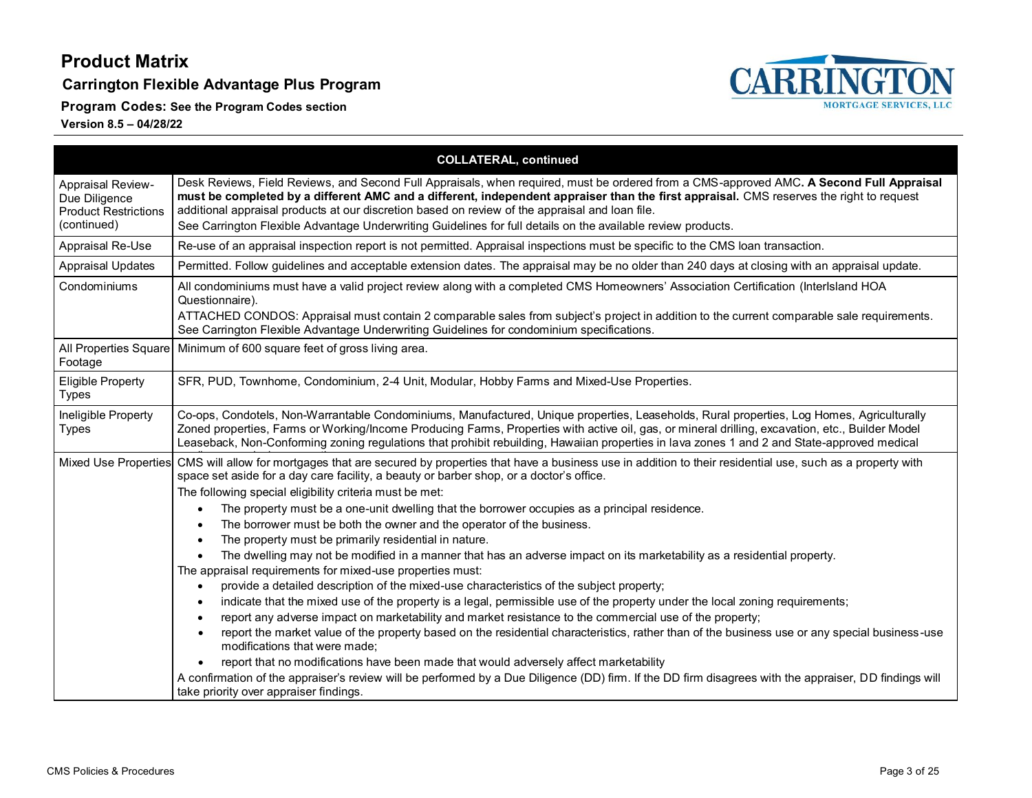# Product Matrix

## Carrington Flexible Advantage Plus Program

**Program Codes:** See the Program Codes section

**Version 8.5 – 04/28/22**

| COLLATERAL, continued | |
|---|---|
| Appraisal Review-Due Diligence Product Restrictions (continued) | Desk Reviews, Field Reviews, and Second Full Appraisals, when required, must be ordered from a CMS-approved AMC**. A Second Full Appraisal must be completed by a different AMC and a different, independent appraiser than the first appraisal.** CMS reserves the right to request additional appraisal products at our discretion based on review of the appraisal and loan file.<br>See Carrington Flexible Advantage Underwriting Guidelines for full details on the available review products. |
| Appraisal Re-Use | Re-use of an appraisal inspection report is not permitted. Appraisal inspections must be specific to the CMS loan transaction. |
| Appraisal Updates | Permitted. Follow guidelines and acceptable extension dates. The appraisal may be no older than 240 days at closing with an appraisal update. |
| Condominiums | All condominiums must have a valid project review along with a completed CMS Homeowners' Association Certification (Interlsland HOA Questionnaire).<br>ATTACHED CONDOS: Appraisal must contain 2 comparable sales from subject's project in addition to the current comparable sale requirements. See Carrington Flexible Advantage Underwriting Guidelines for condominium specifications. |
| All Properties Square Footage | Minimum of 600 square feet of gross living area. |
| Eligible Property Types | SFR, PUD, Townhome, Condominium, 2-4 Unit, Modular, Hobby Farms and Mixed-Use Properties. |
| Ineligible Property Types | Co-ops, Condotels, Non-Warrantable Condominiums, Manufactured, Unique properties, Leaseholds, Rural properties, Log Homes, Agriculturally Zoned properties, Farms or Working/Income Producing Farms, Properties with active oil, gas, or mineral drilling, excavation, etc., Builder Model Leaseback, Non-Conforming zoning regulations that prohibit rebuilding, Hawaiian properties in lava zones 1 and 2 and State-approved medical |
| Mixed Use Properties | CMS will allow for mortgages that are secured by properties that have a business use in addition to their residential use, such as a property with space set aside for a day care facility, a beauty or barber shop, or a doctor's office.<br>The following special eligibility criteria must be met:<br>• The property must be a one-unit dwelling that the borrower occupies as a principal residence.<br>• The borrower must be both the owner and the operator of the business.<br>• The property must be primarily residential in nature.<br>• The dwelling may not be modified in a manner that has an adverse impact on its marketability as a residential property.<br>The appraisal requirements for mixed-use properties must:<br>• provide a detailed description of the mixed-use characteristics of the subject property;<br>• indicate that the mixed use of the property is a legal, permissible use of the property under the local zoning requirements;<br>• report any adverse impact on marketability and market resistance to the commercial use of the property;<br>• report the market value of the property based on the residential characteristics, rather than of the business use or any special business-use modifications that were made;<br>• report that no modifications have been made that would adversely affect marketability<br>A confirmation of the appraiser's review will be performed by a Due Diligence (DD) firm. If the DD firm disagrees with the appraiser, DD findings will take priority over appraiser findings. |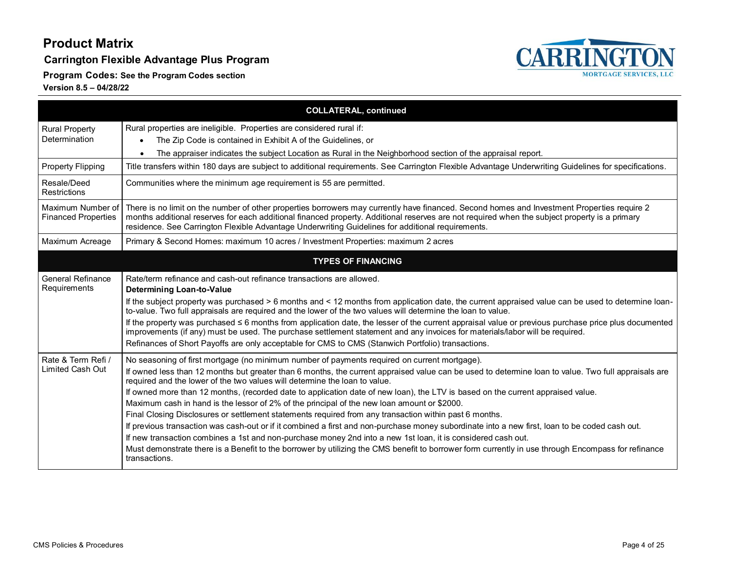# Product Matrix

## Carrington Flexible Advantage Plus Program

**Program Codes:** See the Program Codes section

**Version 8.5 – 04/28/22**

| COLLATERAL, continued | |
|---|---|
| Rural Property Determination | Rural properties are ineligible. Properties are considered rural if:<br>• The Zip Code is contained in Exhibit A of the Guidelines, or<br>• The appraiser indicates the subject Location as Rural in the Neighborhood section of the appraisal report. |
| Property Flipping | Title transfers within 180 days are subject to additional requirements. See Carrington Flexible Advantage Underwriting Guidelines for specifications. |
| Resale/Deed Restrictions | Communities where the minimum age requirement is 55 are permitted. |
| Maximum Number of Financed Properties | There is no limit on the number of other properties borrowers may currently have financed. Second homes and Investment Properties require 2 months additional reserves for each additional financed property. Additional reserves are not required when the subject property is a primary residence. See Carrington Flexible Advantage Underwriting Guidelines for additional requirements. |
| Maximum Acreage | Primary & Second Homes: maximum 10 acres / Investment Properties: maximum 2 acres |

| TYPES OF FINANCING | |
|---|---|
| General Refinance Requirements | Rate/term refinance and cash-out refinance transactions are allowed.<br>**Determining Loan-to-Value**<br>If the subject property was purchased > 6 months and < 12 months from application date, the current appraised value can be used to determine loan-to-value. Two full appraisals are required and the lower of the two values will determine the loan to value.<br>If the property was purchased ≤ 6 months from application date, the lesser of the current appraisal value or previous purchase price plus documented improvements (if any) must be used. The purchase settlement statement and any invoices for materials/labor will be required.<br>Refinances of Short Payoffs are only acceptable for CMS to CMS (Stanwich Portfolio) transactions. |
| Rate & Term Refi / Limited Cash Out | No seasoning of first mortgage (no minimum number of payments required on current mortgage).<br>If owned less than 12 months but greater than 6 months, the current appraised value can be used to determine loan to value. Two full appraisals are required and the lower of the two values will determine the loan to value.<br>If owned more than 12 months, (recorded date to application date of new loan), the LTV is based on the current appraised value.<br>Maximum cash in hand is the lessor of 2% of the principal of the new loan amount or $2000.<br>Final Closing Disclosures or settlement statements required from any transaction within past 6 months.<br>If previous transaction was cash-out or if it combined a first and non-purchase money subordinate into a new first, loan to be coded cash out.<br>If new transaction combines a 1st and non-purchase money 2nd into a new 1st loan, it is considered cash out.<br>Must demonstrate there is a Benefit to the borrower by utilizing the CMS benefit to borrower form currently in use through Encompass for refinance transactions. |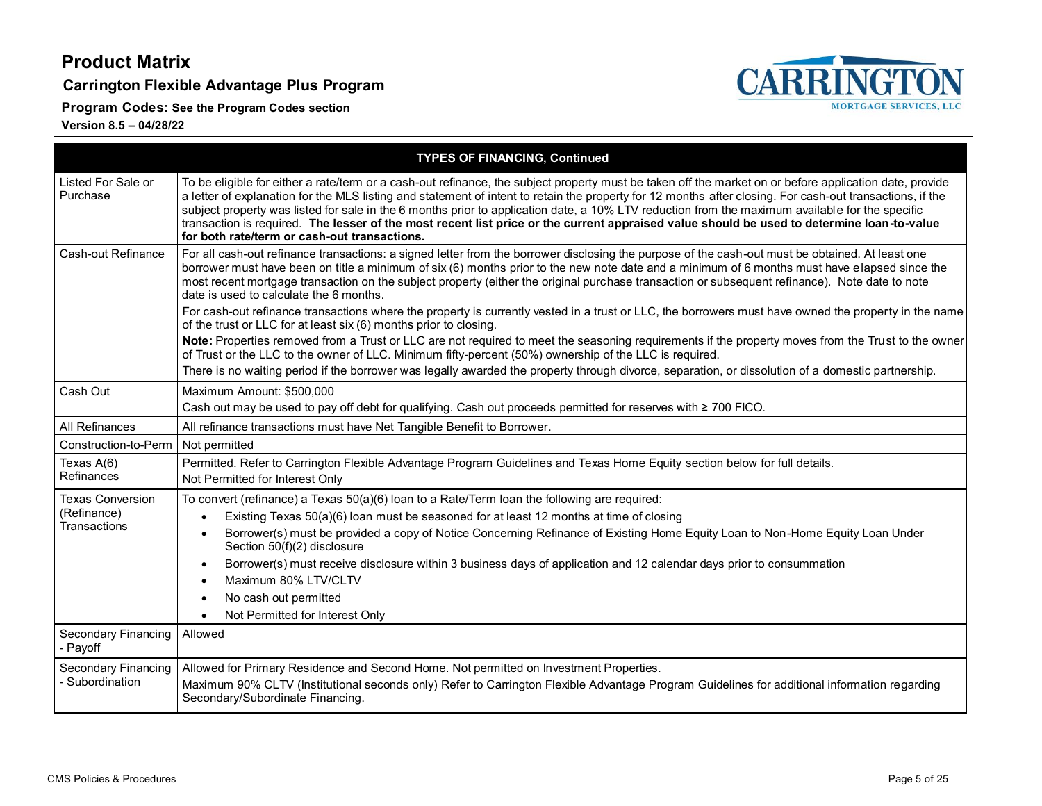# Product Matrix

## Carrington Flexible Advantage Plus Program

**Program Codes: See the Program Codes section**

**Version 8.5 – 04/28/22**

| TYPES OF FINANCING, Continued | |
|---|---|
| Listed For Sale or Purchase | To be eligible for either a rate/term or a cash-out refinance, the subject property must be taken off the market on or before application date, provide a letter of explanation for the MLS listing and statement of intent to retain the property for 12 months after closing. For cash-out transactions, if the subject property was listed for sale in the 6 months prior to application date, a 10% LTV reduction from the maximum available for the specific transaction is required. **The lesser of the most recent list price or the current appraised value should be used to determine loan-to-value for both rate/term or cash-out transactions.** |
| Cash-out Refinance | For all cash-out refinance transactions: a signed letter from the borrower disclosing the purpose of the cash-out must be obtained. At least one borrower must have been on title a minimum of six (6) months prior to the new note date and a minimum of 6 months must have elapsed since the most recent mortgage transaction on the subject property (either the original purchase transaction or subsequent refinance). Note date to note date is used to calculate the 6 months.<br>For cash-out refinance transactions where the property is currently vested in a trust or LLC, the borrowers must have owned the property in the name of the trust or LLC for at least six (6) months prior to closing.<br>**Note:** Properties removed from a Trust or LLC are not required to meet the seasoning requirements if the property moves from the Trust to the owner of Trust or the LLC to the owner of LLC. Minimum fifty-percent (50%) ownership of the LLC is required.<br>There is no waiting period if the borrower was legally awarded the property through divorce, separation, or dissolution of a domestic partnership. |
| Cash Out | Maximum Amount: $500,000<br>Cash out may be used to pay off debt for qualifying. Cash out proceeds permitted for reserves with ≥ 700 FICO. |
| All Refinances | All refinance transactions must have Net Tangible Benefit to Borrower. |
| Construction-to-Perm | Not permitted |
| Texas A(6) Refinances | Permitted. Refer to Carrington Flexible Advantage Program Guidelines and Texas Home Equity section below for full details.<br>Not Permitted for Interest Only |
| Texas Conversion (Refinance) Transactions | To convert (refinance) a Texas 50(a)(6) loan to a Rate/Term loan the following are required:<br>• Existing Texas 50(a)(6) loan must be seasoned for at least 12 months at time of closing<br>• Borrower(s) must be provided a copy of Notice Concerning Refinance of Existing Home Equity Loan to Non-Home Equity Loan Under Section 50(f)(2) disclosure<br>• Borrower(s) must receive disclosure within 3 business days of application and 12 calendar days prior to consummation<br>• Maximum 80% LTV/CLTV<br>• No cash out permitted<br>• Not Permitted for Interest Only |
| Secondary Financing - Payoff | Allowed |
| Secondary Financing - Subordination | Allowed for Primary Residence and Second Home. Not permitted on Investment Properties.<br>Maximum 90% CLTV (Institutional seconds only) Refer to Carrington Flexible Advantage Program Guidelines for additional information regarding Secondary/Subordinate Financing. |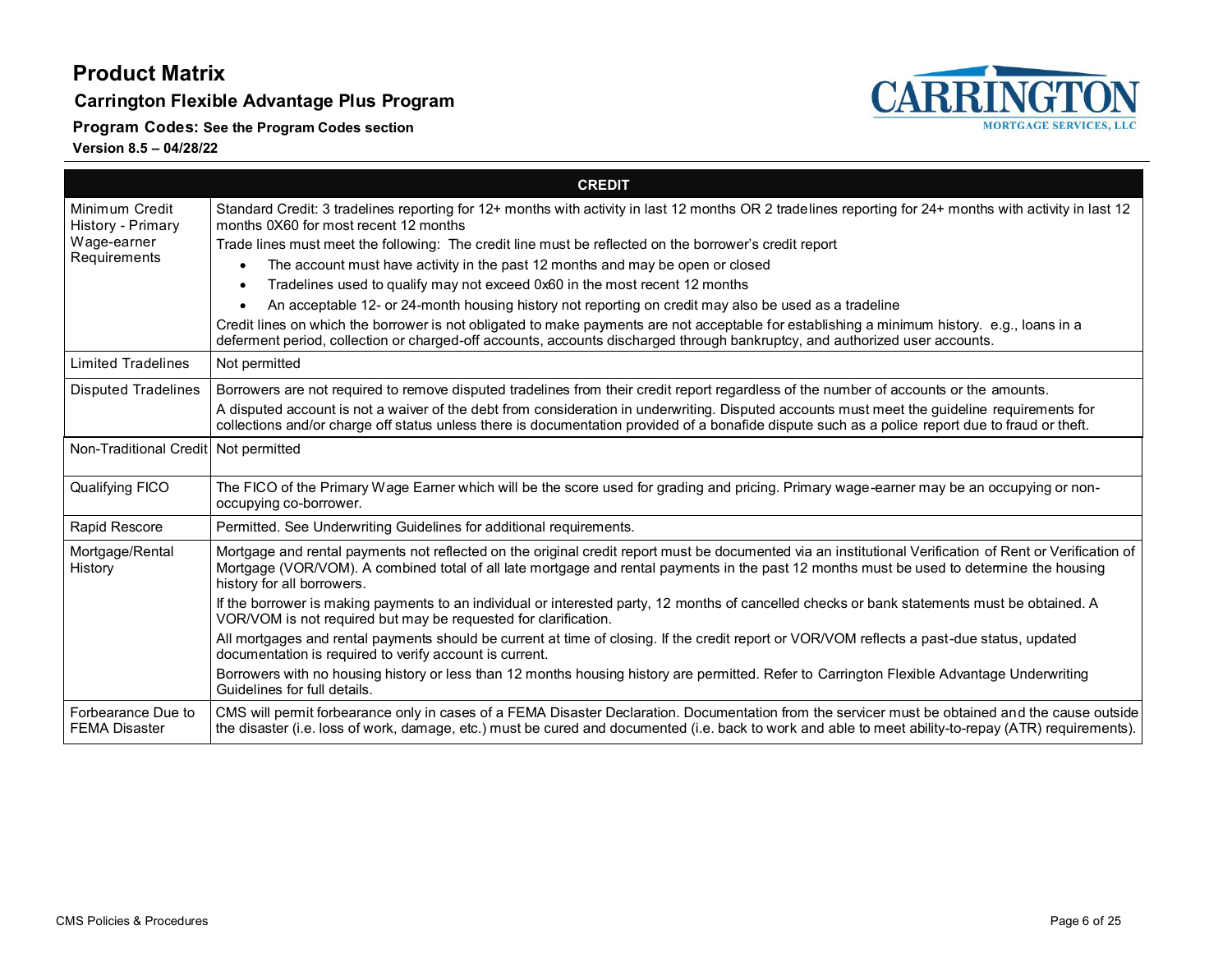# Product Matrix

## Carrington Flexible Advantage Plus Program

**Program Codes:** See the Program Codes section

**Version 8.5 – 04/28/22**

| CREDIT | |
|---|---|
| Minimum Credit History - Primary Wage-earner Requirements | Standard Credit: 3 tradelines reporting for 12+ months with activity in last 12 months OR 2 tradelines reporting for 24+ months with activity in last 12 months 0X60 for most recent 12 months<br>Trade lines must meet the following: The credit line must be reflected on the borrower's credit report<br>• The account must have activity in the past 12 months and may be open or closed<br>• Tradelines used to qualify may not exceed 0x60 in the most recent 12 months<br>• An acceptable 12- or 24-month housing history not reporting on credit may also be used as a tradeline<br>Credit lines on which the borrower is not obligated to make payments are not acceptable for establishing a minimum history. e.g., loans in a deferment period, collection or charged-off accounts, accounts discharged through bankruptcy, and authorized user accounts. |
| Limited Tradelines | Not permitted |
| Disputed Tradelines | Borrowers are not required to remove disputed tradelines from their credit report regardless of the number of accounts or the amounts.<br>A disputed account is not a waiver of the debt from consideration in underwriting. Disputed accounts must meet the guideline requirements for collections and/or charge off status unless there is documentation provided of a bonafide dispute such as a police report due to fraud or theft. |
| Non-Traditional Credit | Not permitted |
| Qualifying FICO | The FICO of the Primary Wage Earner which will be the score used for grading and pricing. Primary wage-earner may be an occupying or non-occupying co-borrower. |
| Rapid Rescore | Permitted. See Underwriting Guidelines for additional requirements. |
| Mortgage/Rental History | Mortgage and rental payments not reflected on the original credit report must be documented via an institutional Verification of Rent or Verification of Mortgage (VOR/VOM). A combined total of all late mortgage and rental payments in the past 12 months must be used to determine the housing history for all borrowers.<br>If the borrower is making payments to an individual or interested party, 12 months of cancelled checks or bank statements must be obtained. A VOR/VOM is not required but may be requested for clarification.<br>All mortgages and rental payments should be current at time of closing. If the credit report or VOR/VOM reflects a past-due status, updated documentation is required to verify account is current.<br>Borrowers with no housing history or less than 12 months housing history are permitted. Refer to Carrington Flexible Advantage Underwriting Guidelines for full details. |
| Forbearance Due to FEMA Disaster | CMS will permit forbearance only in cases of a FEMA Disaster Declaration. Documentation from the servicer must be obtained and the cause outside the disaster (i.e. loss of work, damage, etc.) must be cured and documented (i.e. back to work and able to meet ability-to-repay (ATR) requirements). |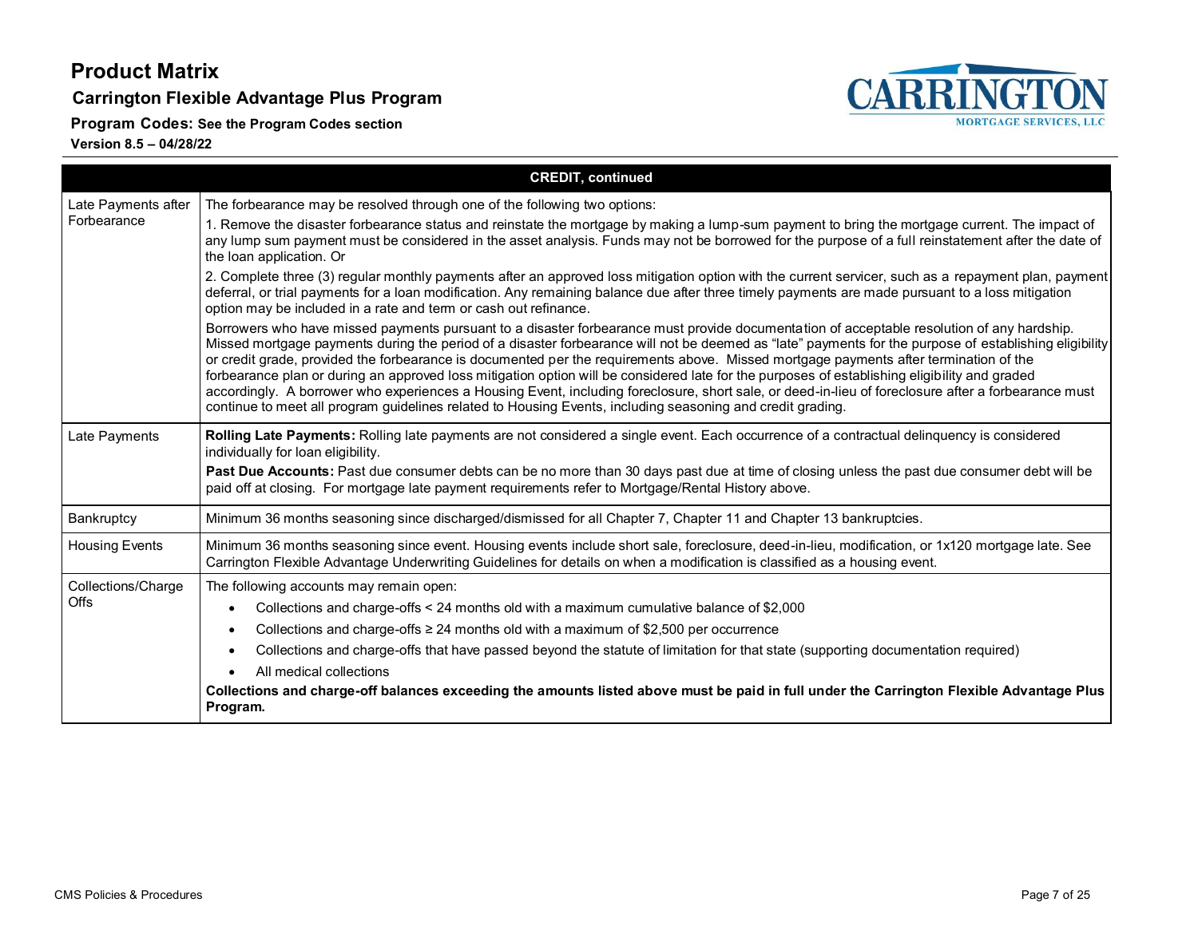# Product Matrix

## Carrington Flexible Advantage Plus Program

**Program Codes: See the Program Codes section**

**Version 8.5 – 04/28/22**

| CREDIT, continued | |
|---|---|
| Late Payments after Forbearance | The forbearance may be resolved through one of the following two options:<br>1. Remove the disaster forbearance status and reinstate the mortgage by making a lump-sum payment to bring the mortgage current. The impact of any lump sum payment must be considered in the asset analysis. Funds may not be borrowed for the purpose of a full reinstatement after the date of the loan application. Or<br>2. Complete three (3) regular monthly payments after an approved loss mitigation option with the current servicer, such as a repayment plan, payment deferral, or trial payments for a loan modification. Any remaining balance due after three timely payments are made pursuant to a loss mitigation option may be included in a rate and term or cash out refinance.<br>Borrowers who have missed payments pursuant to a disaster forbearance must provide documentation of acceptable resolution of any hardship. Missed mortgage payments during the period of a disaster forbearance will not be deemed as "late" payments for the purpose of establishing eligibility or credit grade, provided the forbearance is documented per the requirements above. Missed mortgage payments after termination of the forbearance plan or during an approved loss mitigation option will be considered late for the purposes of establishing eligibility and graded accordingly. A borrower who experiences a Housing Event, including foreclosure, short sale, or deed-in-lieu of foreclosure after a forbearance must continue to meet all program guidelines related to Housing Events, including seasoning and credit grading. |
| Late Payments | **Rolling Late Payments:** Rolling late payments are not considered a single event. Each occurrence of a contractual delinquency is considered individually for loan eligibility.<br>**Past Due Accounts:** Past due consumer debts can be no more than 30 days past due at time of closing unless the past due consumer debt will be paid off at closing. For mortgage late payment requirements refer to Mortgage/Rental History above. |
| Bankruptcy | Minimum 36 months seasoning since discharged/dismissed for all Chapter 7, Chapter 11 and Chapter 13 bankruptcies. |
| Housing Events | Minimum 36 months seasoning since event. Housing events include short sale, foreclosure, deed-in-lieu, modification, or 1x120 mortgage late. See Carrington Flexible Advantage Underwriting Guidelines for details on when a modification is classified as a housing event. |
| Collections/Charge Offs | The following accounts may remain open:<br>• Collections and charge-offs < 24 months old with a maximum cumulative balance of $2,000<br>• Collections and charge-offs ≥ 24 months old with a maximum of $2,500 per occurrence<br>• Collections and charge-offs that have passed beyond the statute of limitation for that state (supporting documentation required)<br>• All medical collections<br>**Collections and charge-off balances exceeding the amounts listed above must be paid in full under the Carrington Flexible Advantage Plus Program.** |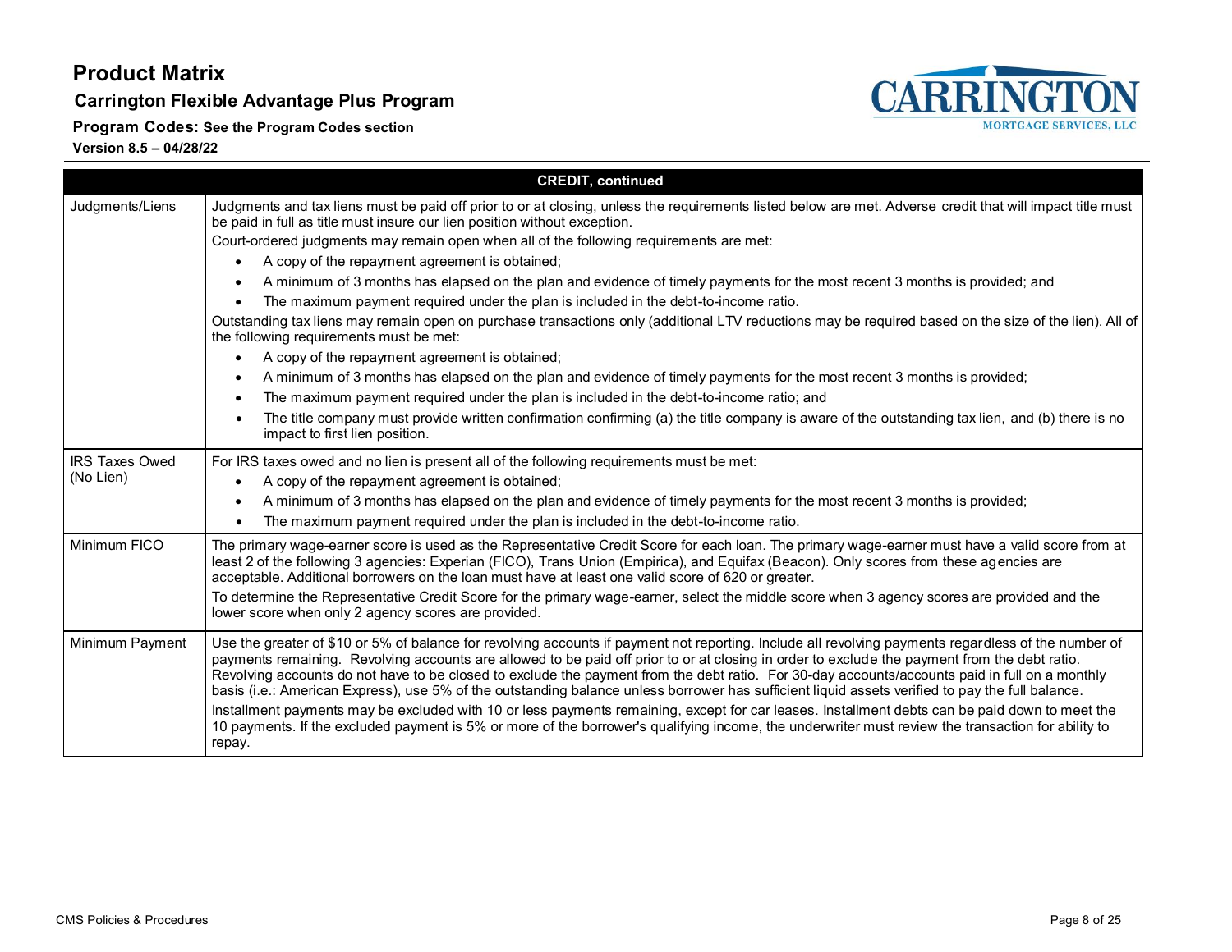# Product Matrix

## Carrington Flexible Advantage Plus Program

**Program Codes: See the Program Codes section**

**Version 8.5 – 04/28/22**

| CREDIT, continued | |
|---|---|
| Judgments/Liens | Judgments and tax liens must be paid off prior to or at closing, unless the requirements listed below are met. Adverse credit that will impact title must be paid in full as title must insure our lien position without exception.<br>Court-ordered judgments may remain open when all of the following requirements are met:<br>• A copy of the repayment agreement is obtained;<br>• A minimum of 3 months has elapsed on the plan and evidence of timely payments for the most recent 3 months is provided; and<br>• The maximum payment required under the plan is included in the debt-to-income ratio.<br>Outstanding tax liens may remain open on purchase transactions only (additional LTV reductions may be required based on the size of the lien). All of the following requirements must be met:<br>• A copy of the repayment agreement is obtained;<br>• A minimum of 3 months has elapsed on the plan and evidence of timely payments for the most recent 3 months is provided;<br>• The maximum payment required under the plan is included in the debt-to-income ratio; and<br>• The title company must provide written confirmation confirming (a) the title company is aware of the outstanding tax lien, and (b) there is no impact to first lien position. |
| IRS Taxes Owed (No Lien) | For IRS taxes owed and no lien is present all of the following requirements must be met:<br>• A copy of the repayment agreement is obtained;<br>• A minimum of 3 months has elapsed on the plan and evidence of timely payments for the most recent 3 months is provided;<br>• The maximum payment required under the plan is included in the debt-to-income ratio. |
| Minimum FICO | The primary wage-earner score is used as the Representative Credit Score for each loan. The primary wage-earner must have a valid score from at least 2 of the following 3 agencies: Experian (FICO), Trans Union (Empirica), and Equifax (Beacon). Only scores from these agencies are acceptable. Additional borrowers on the loan must have at least one valid score of 620 or greater.<br>To determine the Representative Credit Score for the primary wage-earner, select the middle score when 3 agency scores are provided and the lower score when only 2 agency scores are provided. |
| Minimum Payment | Use the greater of $10 or 5% of balance for revolving accounts if payment not reporting. Include all revolving payments regardless of the number of payments remaining. Revolving accounts are allowed to be paid off prior to or at closing in order to exclude the payment from the debt ratio. Revolving accounts do not have to be closed to exclude the payment from the debt ratio. For 30-day accounts/accounts paid in full on a monthly basis (i.e.: American Express), use 5% of the outstanding balance unless borrower has sufficient liquid assets verified to pay the full balance.<br>Installment payments may be excluded with 10 or less payments remaining, except for car leases. Installment debts can be paid down to meet the 10 payments. If the excluded payment is 5% or more of the borrower's qualifying income, the underwriter must review the transaction for ability to repay. |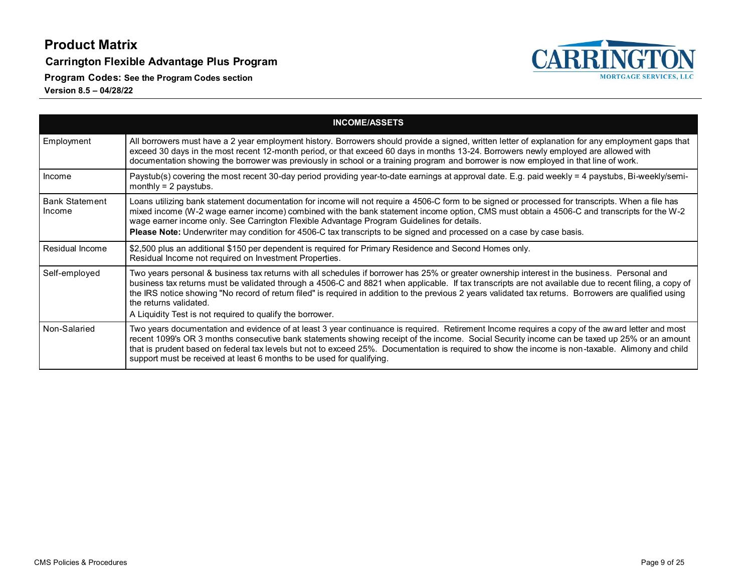# Product Matrix

## Carrington Flexible Advantage Plus Program

**Program Codes:** See the Program Codes section

**Version 8.5 – 04/28/22**

| INCOME/ASSETS | |
|---|---|
| Employment | All borrowers must have a 2 year employment history. Borrowers should provide a signed, written letter of explanation for any employment gaps that exceed 30 days in the most recent 12-month period, or that exceed 60 days in months 13-24. Borrowers newly employed are allowed with documentation showing the borrower was previously in school or a training program and borrower is now employed in that line of work. |
| Income | Paystub(s) covering the most recent 30-day period providing year-to-date earnings at approval date. E.g. paid weekly = 4 paystubs, Bi-weekly/semi-monthly = 2 paystubs. |
| Bank Statement Income | Loans utilizing bank statement documentation for income will not require a 4506-C form to be signed or processed for transcripts. When a file has mixed income (W-2 wage earner income) combined with the bank statement income option, CMS must obtain a 4506-C and transcripts for the W-2 wage earner income only. See Carrington Flexible Advantage Program Guidelines for details.<br>**Please Note:** Underwriter may condition for 4506-C tax transcripts to be signed and processed on a case by case basis. |
| Residual Income | $2,500 plus an additional $150 per dependent is required for Primary Residence and Second Homes only.<br>Residual Income not required on Investment Properties. |
| Self-employed | Two years personal & business tax returns with all schedules if borrower has 25% or greater ownership interest in the business. Personal and business tax returns must be validated through a 4506-C and 8821 when applicable. If tax transcripts are not available due to recent filing, a copy of the IRS notice showing "No record of return filed" is required in addition to the previous 2 years validated tax returns. Borrowers are qualified using the returns validated.<br>A Liquidity Test is not required to qualify the borrower. |
| Non-Salaried | Two years documentation and evidence of at least 3 year continuance is required. Retirement Income requires a copy of the award letter and most recent 1099's OR 3 months consecutive bank statements showing receipt of the income. Social Security income can be taxed up 25% or an amount that is prudent based on federal tax levels but not to exceed 25%. Documentation is required to show the income is non-taxable. Alimony and child support must be received at least 6 months to be used for qualifying. |

CMS Policies & Procedures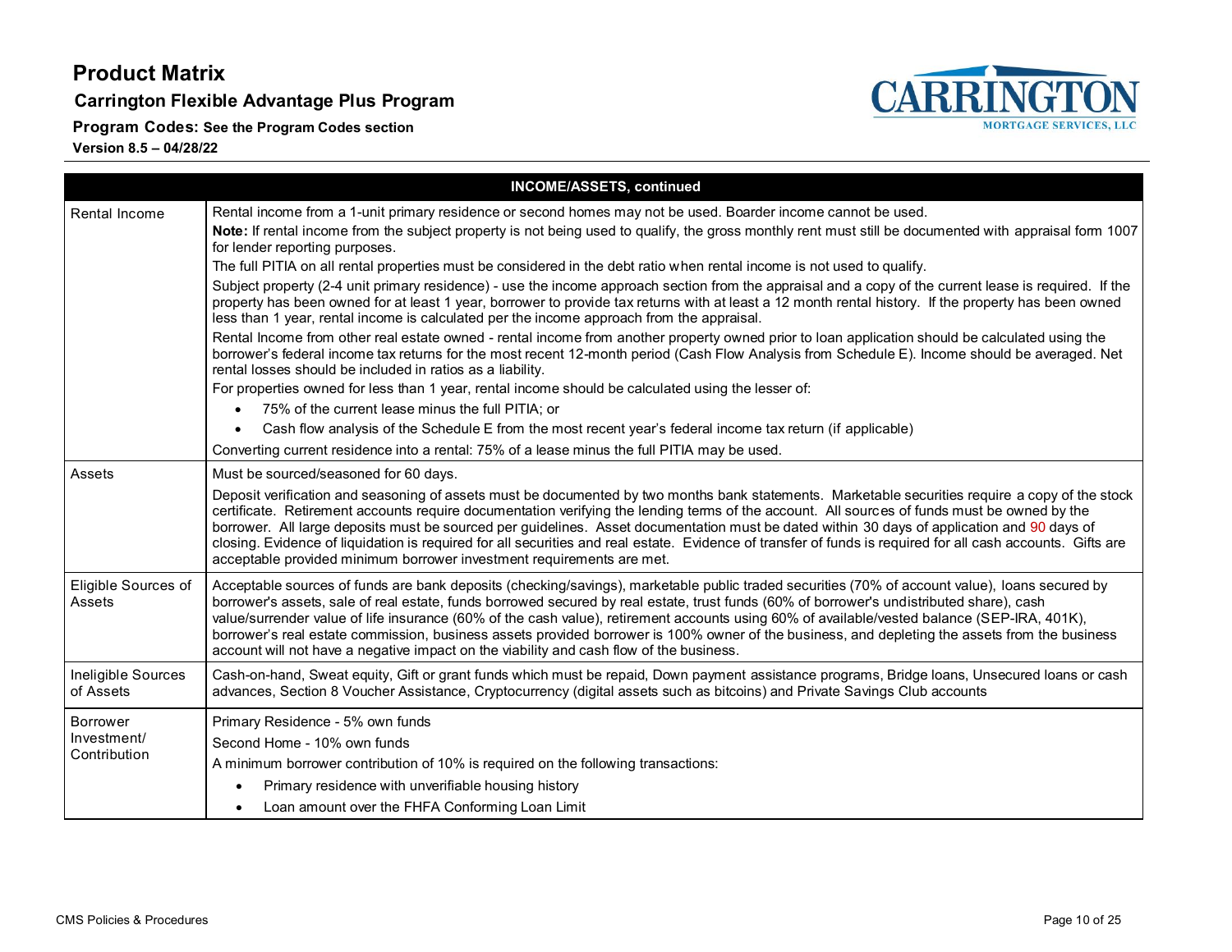# Product Matrix

## Carrington Flexible Advantage Plus Program

**Program Codes:** See the Program Codes section

**Version 8.5 – 04/28/22**

| INCOME/ASSETS, continued | |
|---|---|
| Rental Income | Rental income from a 1-unit primary residence or second homes may not be used. Boarder income cannot be used.<br>**Note:** If rental income from the subject property is not being used to qualify, the gross monthly rent must still be documented with appraisal form 1007 for lender reporting purposes.<br>The full PITIA on all rental properties must be considered in the debt ratio when rental income is not used to qualify.<br>Subject property (2-4 unit primary residence) - use the income approach section from the appraisal and a copy of the current lease is required. If the property has been owned for at least 1 year, borrower to provide tax returns with at least a 12 month rental history. If the property has been owned less than 1 year, rental income is calculated per the income approach from the appraisal.<br>Rental Income from other real estate owned - rental income from another property owned prior to loan application should be calculated using the borrower's federal income tax returns for the most recent 12-month period (Cash Flow Analysis from Schedule E). Income should be averaged. Net rental losses should be included in ratios as a liability.<br>For properties owned for less than 1 year, rental income should be calculated using the lesser of:<br>• 75% of the current lease minus the full PITIA; or<br>• Cash flow analysis of the Schedule E from the most recent year's federal income tax return (if applicable)<br>Converting current residence into a rental: 75% of a lease minus the full PITIA may be used. |
| Assets | Must be sourced/seasoned for 60 days.<br>Deposit verification and seasoning of assets must be documented by two months bank statements. Marketable securities require a copy of the stock certificate. Retirement accounts require documentation verifying the lending terms of the account. All sources of funds must be owned by the borrower. All large deposits must be sourced per guidelines. Asset documentation must be dated within 30 days of application and 90 days of closing. Evidence of liquidation is required for all securities and real estate. Evidence of transfer of funds is required for all cash accounts. Gifts are acceptable provided minimum borrower investment requirements are met. |
| Eligible Sources of Assets | Acceptable sources of funds are bank deposits (checking/savings), marketable public traded securities (70% of account value), loans secured by borrower's assets, sale of real estate, funds borrowed secured by real estate, trust funds (60% of borrower's undistributed share), cash value/surrender value of life insurance (60% of the cash value), retirement accounts using 60% of available/vested balance (SEP-IRA, 401K), borrower's real estate commission, business assets provided borrower is 100% owner of the business, and depleting the assets from the business account will not have a negative impact on the viability and cash flow of the business. |
| Ineligible Sources of Assets | Cash-on-hand, Sweat equity, Gift or grant funds which must be repaid, Down payment assistance programs, Bridge loans, Unsecured loans or cash advances, Section 8 Voucher Assistance, Cryptocurrency (digital assets such as bitcoins) and Private Savings Club accounts |
| Borrower Investment/ Contribution | Primary Residence - 5% own funds<br>Second Home - 10% own funds<br>A minimum borrower contribution of 10% is required on the following transactions:<br>• Primary residence with unverifiable housing history<br>• Loan amount over the FHFA Conforming Loan Limit |

CMS Policies & Procedures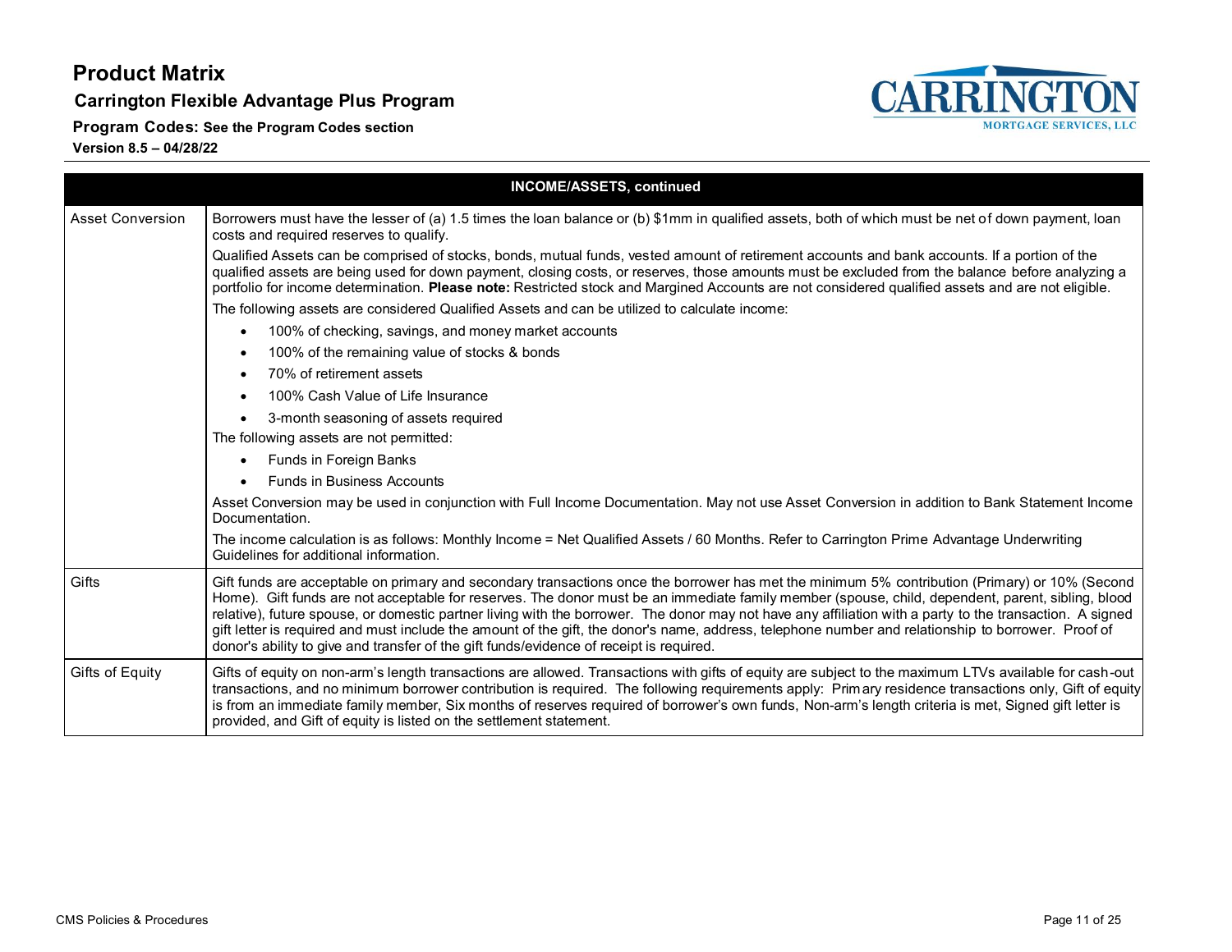# Product Matrix

**Carrington Flexible Advantage Plus Program**

**Program Codes: See the Program Codes section**

**Version 8.5 – 04/28/22**

| INCOME/ASSETS, continued | |
|---|---|
| Asset Conversion | Borrowers must have the lesser of (a) 1.5 times the loan balance or (b) $1mm in qualified assets, both of which must be net of down payment, loan costs and required reserves to qualify.<br><br>Qualified Assets can be comprised of stocks, bonds, mutual funds, vested amount of retirement accounts and bank accounts. If a portion of the qualified assets are being used for down payment, closing costs, or reserves, those amounts must be excluded from the balance before analyzing a portfolio for income determination. **Please note:** Restricted stock and Margined Accounts are not considered qualified assets and are not eligible.<br><br>The following assets are considered Qualified Assets and can be utilized to calculate income:<br>• 100% of checking, savings, and money market accounts<br>• 100% of the remaining value of stocks & bonds<br>• 70% of retirement assets<br>• 100% Cash Value of Life Insurance<br>• 3-month seasoning of assets required<br><br>The following assets are not permitted:<br>• Funds in Foreign Banks<br>• Funds in Business Accounts<br><br>Asset Conversion may be used in conjunction with Full Income Documentation. May not use Asset Conversion in addition to Bank Statement Income Documentation.<br><br>The income calculation is as follows: Monthly Income = Net Qualified Assets / 60 Months. Refer to Carrington Prime Advantage Underwriting Guidelines for additional information. |
| Gifts | Gift funds are acceptable on primary and secondary transactions once the borrower has met the minimum 5% contribution (Primary) or 10% (Second Home). Gift funds are not acceptable for reserves. The donor must be an immediate family member (spouse, child, dependent, parent, sibling, blood relative), future spouse, or domestic partner living with the borrower. The donor may not have any affiliation with a party to the transaction. A signed gift letter is required and must include the amount of the gift, the donor's name, address, telephone number and relationship to borrower. Proof of donor's ability to give and transfer of the gift funds/evidence of receipt is required. |
| Gifts of Equity | Gifts of equity on non-arm's length transactions are allowed. Transactions with gifts of equity are subject to the maximum LTVs available for cash-out transactions, and no minimum borrower contribution is required. The following requirements apply: Primary residence transactions only, Gift of equity is from an immediate family member, Six months of reserves required of borrower's own funds, Non-arm's length criteria is met, Signed gift letter is provided, and Gift of equity is listed on the settlement statement. |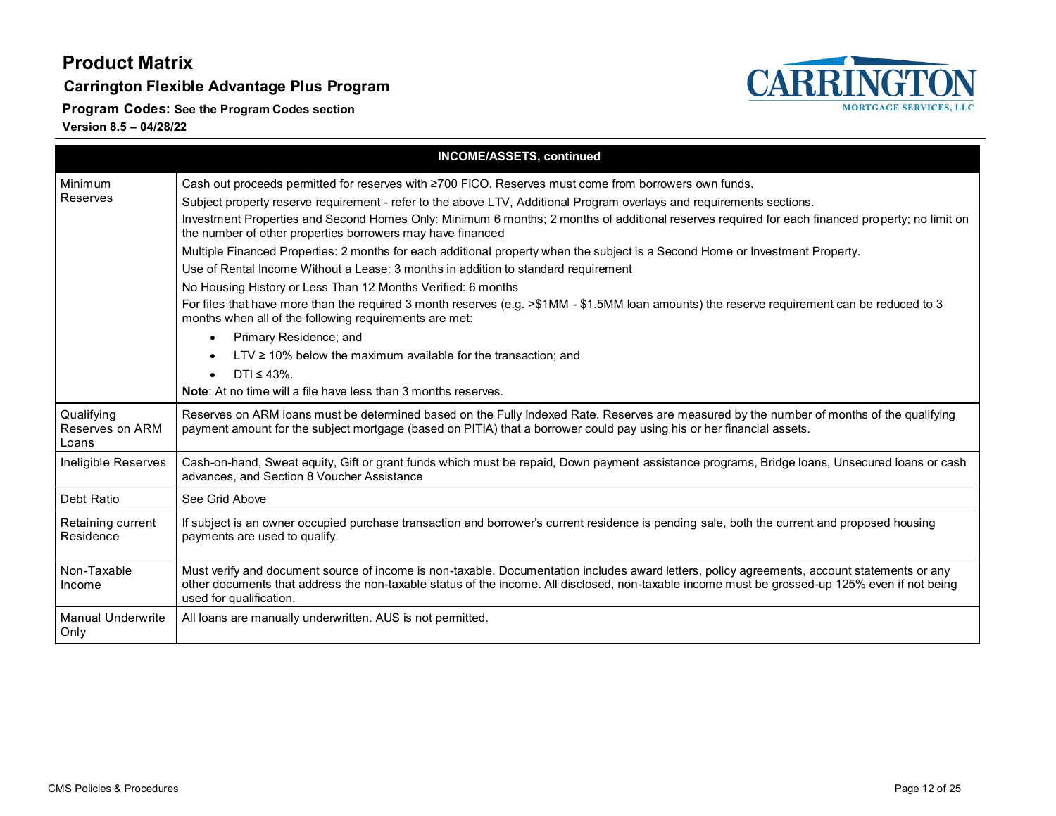# Product Matrix

## Carrington Flexible Advantage Plus Program

**Program Codes:** See the Program Codes section

**Version 8.5 – 04/28/22**

| INCOME/ASSETS, continued | |
|---|---|
| Minimum Reserves | Cash out proceeds permitted for reserves with ≥700 FICO. Reserves must come from borrowers own funds.<br>Subject property reserve requirement - refer to the above LTV, Additional Program overlays and requirements sections.<br>Investment Properties and Second Homes Only: Minimum 6 months; 2 months of additional reserves required for each financed property; no limit on the number of other properties borrowers may have financed<br>Multiple Financed Properties: 2 months for each additional property when the subject is a Second Home or Investment Property.<br>Use of Rental Income Without a Lease: 3 months in addition to standard requirement<br>No Housing History or Less Than 12 Months Verified: 6 months<br>For files that have more than the required 3 month reserves (e.g. >$1MM - $1.5MM loan amounts) the reserve requirement can be reduced to 3 months when all of the following requirements are met:<br>• Primary Residence; and<br>• LTV ≥ 10% below the maximum available for the transaction; and<br>• DTI ≤ 43%.<br>**Note**: At no time will a file have less than 3 months reserves. |
| Qualifying Reserves on ARM Loans | Reserves on ARM loans must be determined based on the Fully Indexed Rate. Reserves are measured by the number of months of the qualifying payment amount for the subject mortgage (based on PITIA) that a borrower could pay using his or her financial assets. |
| Ineligible Reserves | Cash-on-hand, Sweat equity, Gift or grant funds which must be repaid, Down payment assistance programs, Bridge loans, Unsecured loans or cash advances, and Section 8 Voucher Assistance |
| Debt Ratio | See Grid Above |
| Retaining current Residence | If subject is an owner occupied purchase transaction and borrower's current residence is pending sale, both the current and proposed housing payments are used to qualify. |
| Non-Taxable Income | Must verify and document source of income is non-taxable. Documentation includes award letters, policy agreements, account statements or any other documents that address the non-taxable status of the income. All disclosed, non-taxable income must be grossed-up 125% even if not being used for qualification. |
| Manual Underwrite Only | All loans are manually underwritten. AUS is not permitted. |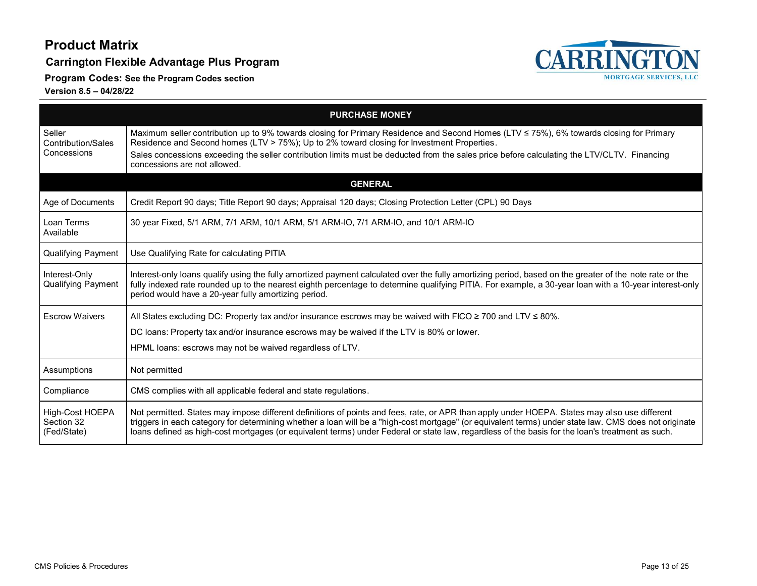# Product Matrix

## Carrington Flexible Advantage Plus Program

**Program Codes:** See the Program Codes section

**Version 8.5 – 04/28/22**

| PURCHASE MONEY | |
|---|---|
| Seller Contribution/Sales Concessions | Maximum seller contribution up to 9% towards closing for Primary Residence and Second Homes (LTV ≤ 75%), 6% towards closing for Primary Residence and Second homes (LTV > 75%); Up to 2% toward closing for Investment Properties.<br>Sales concessions exceeding the seller contribution limits must be deducted from the sales price before calculating the LTV/CLTV. Financing concessions are not allowed. |
| **GENERAL** | |
| Age of Documents | Credit Report 90 days; Title Report 90 days; Appraisal 120 days; Closing Protection Letter (CPL) 90 Days |
| Loan Terms Available | 30 year Fixed, 5/1 ARM, 7/1 ARM, 10/1 ARM, 5/1 ARM-IO, 7/1 ARM-IO, and 10/1 ARM-IO |
| Qualifying Payment | Use Qualifying Rate for calculating PITIA |
| Interest-Only Qualifying Payment | Interest-only loans qualify using the fully amortized payment calculated over the fully amortizing period, based on the greater of the note rate or the fully indexed rate rounded up to the nearest eighth percentage to determine qualifying PITIA. For example, a 30-year loan with a 10-year interest-only period would have a 20-year fully amortizing period. |
| Escrow Waivers | All States excluding DC: Property tax and/or insurance escrows may be waived with FICO ≥ 700 and LTV ≤ 80%.<br>DC loans: Property tax and/or insurance escrows may be waived if the LTV is 80% or lower.<br>HPML loans: escrows may not be waived regardless of LTV. |
| Assumptions | Not permitted |
| Compliance | CMS complies with all applicable federal and state regulations. |
| High-Cost HOEPA Section 32 (Fed/State) | Not permitted. States may impose different definitions of points and fees, rate, or APR than apply under HOEPA. States may also use different triggers in each category for determining whether a loan will be a "high-cost mortgage" (or equivalent terms) under state law. CMS does not originate loans defined as high-cost mortgages (or equivalent terms) under Federal or state law, regardless of the basis for the loan's treatment as such. |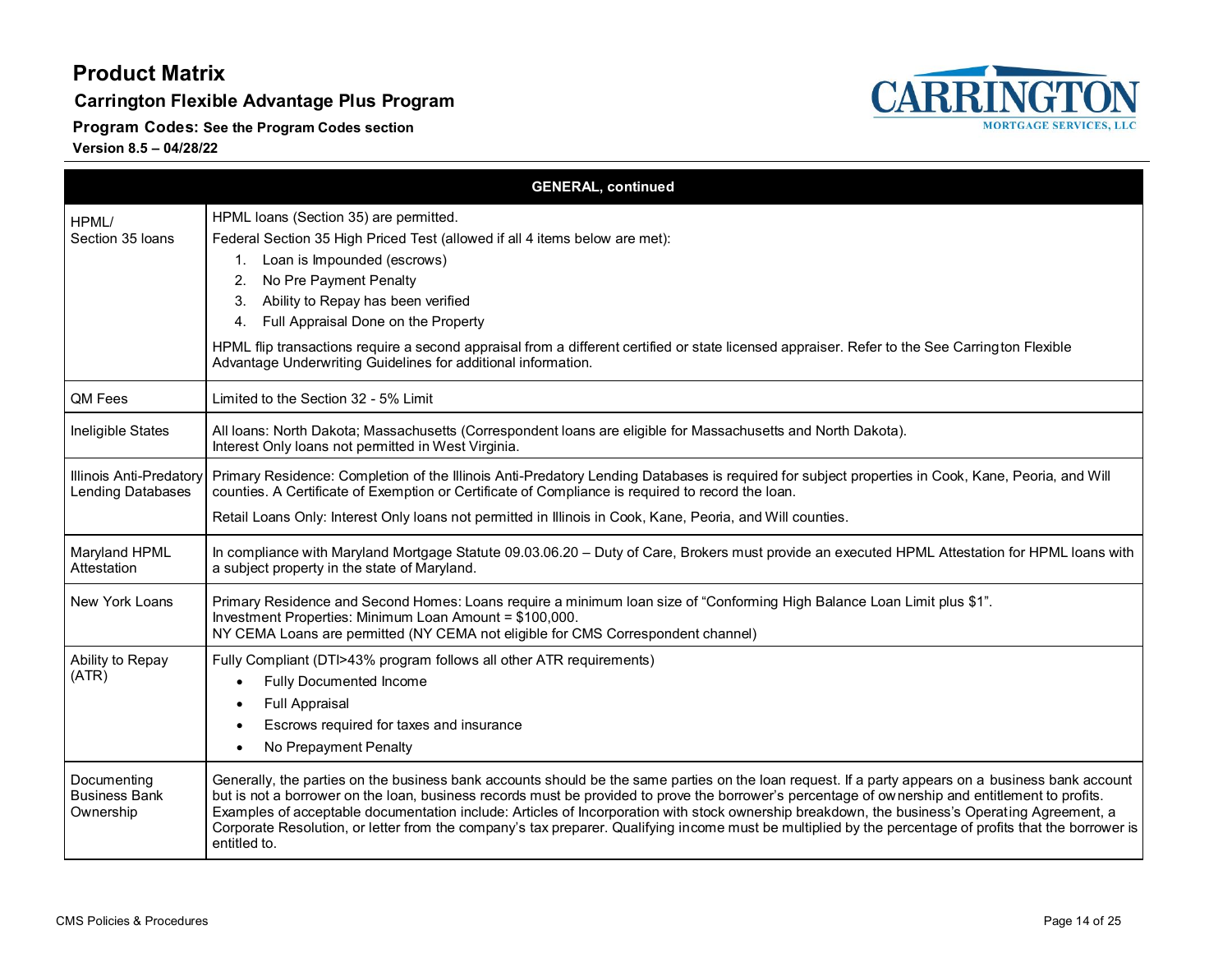# Product Matrix

## Carrington Flexible Advantage Plus Program

**Program Codes:** See the Program Codes section

**Version 8.5 – 04/28/22**

| GENERAL, continued | |
|---|---|
| HPML/ Section 35 loans | HPML loans (Section 35) are permitted.<br>Federal Section 35 High Priced Test (allowed if all 4 items below are met):<br>1. Loan is Impounded (escrows)<br>2. No Pre Payment Penalty<br>3. Ability to Repay has been verified<br>4. Full Appraisal Done on the Property<br><br>HPML flip transactions require a second appraisal from a different certified or state licensed appraiser. Refer to the See Carrington Flexible Advantage Underwriting Guidelines for additional information. |
| QM Fees | Limited to the Section 32 - 5% Limit |
| Ineligible States | All loans: North Dakota; Massachusetts (Correspondent loans are eligible for Massachusetts and North Dakota).<br>Interest Only loans not permitted in West Virginia. |
| Illinois Anti-Predatory Lending Databases | Primary Residence: Completion of the Illinois Anti-Predatory Lending Databases is required for subject properties in Cook, Kane, Peoria, and Will counties. A Certificate of Exemption or Certificate of Compliance is required to record the loan.<br><br>Retail Loans Only: Interest Only loans not permitted in Illinois in Cook, Kane, Peoria, and Will counties. |
| Maryland HPML Attestation | In compliance with Maryland Mortgage Statute 09.03.06.20 – Duty of Care, Brokers must provide an executed HPML Attestation for HPML loans with a subject property in the state of Maryland. |
| New York Loans | Primary Residence and Second Homes: Loans require a minimum loan size of "Conforming High Balance Loan Limit plus $1".<br>Investment Properties: Minimum Loan Amount = $100,000.<br>NY CEMA Loans are permitted (NY CEMA not eligible for CMS Correspondent channel) |
| Ability to Repay (ATR) | Fully Compliant (DTI>43% program follows all other ATR requirements)<br>• Fully Documented Income<br>• Full Appraisal<br>• Escrows required for taxes and insurance<br>• No Prepayment Penalty |
| Documenting Business Bank Ownership | Generally, the parties on the business bank accounts should be the same parties on the loan request. If a party appears on a business bank account but is not a borrower on the loan, business records must be provided to prove the borrower's percentage of ownership and entitlement to profits. Examples of acceptable documentation include: Articles of Incorporation with stock ownership breakdown, the business's Operating Agreement, a Corporate Resolution, or letter from the company's tax preparer. Qualifying income must be multiplied by the percentage of profits that the borrower is entitled to. |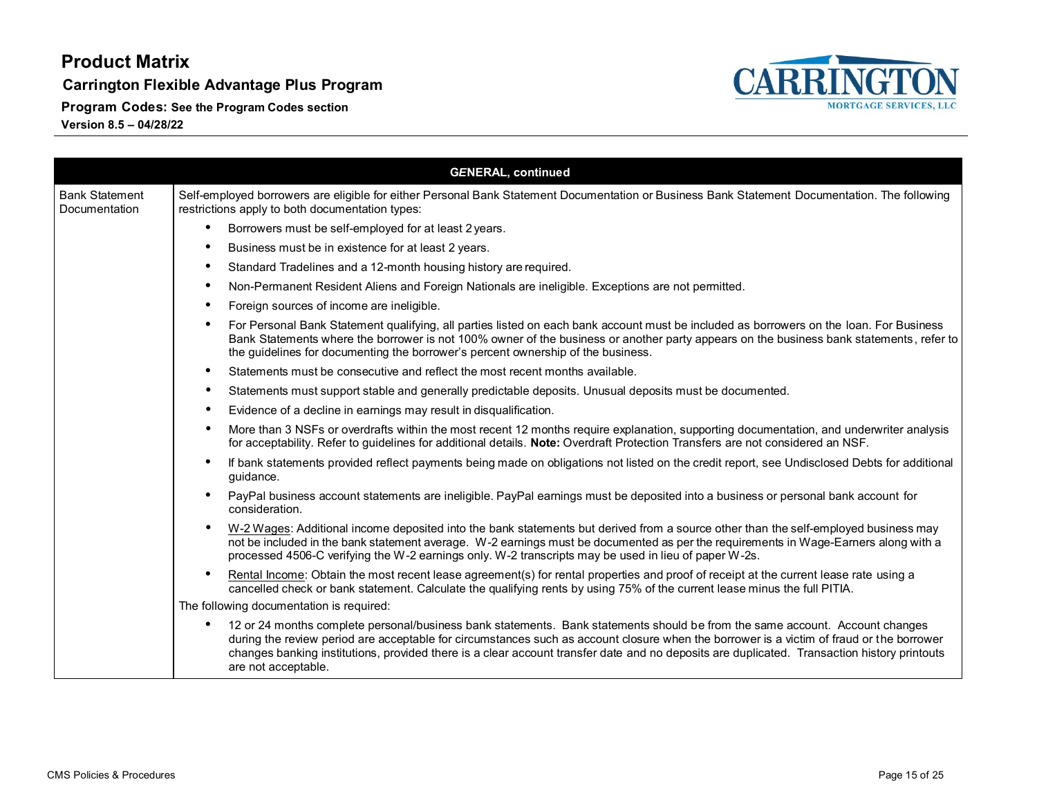# Product Matrix

## Carrington Flexible Advantage Plus Program

**Program Codes:** See the Program Codes section

**Version 8.5 – 04/28/22**

| GENERAL, continued | |
|---|---|
| Bank Statement Documentation | Self-employed borrowers are eligible for either Personal Bank Statement Documentation or Business Bank Statement Documentation. The following restrictions apply to both documentation types:<br>• Borrowers must be self-employed for at least 2 years.<br>• Business must be in existence for at least 2 years.<br>• Standard Tradelines and a 12-month housing history are required.<br>• Non-Permanent Resident Aliens and Foreign Nationals are ineligible. Exceptions are not permitted.<br>• Foreign sources of income are ineligible.<br>• For Personal Bank Statement qualifying, all parties listed on each bank account must be included as borrowers on the loan. For Business Bank Statements where the borrower is not 100% owner of the business or another party appears on the business bank statements, refer to the guidelines for documenting the borrower's percent ownership of the business.<br>• Statements must be consecutive and reflect the most recent months available.<br>• Statements must support stable and generally predictable deposits. Unusual deposits must be documented.<br>• Evidence of a decline in earnings may result in disqualification.<br>• More than 3 NSFs or overdrafts within the most recent 12 months require explanation, supporting documentation, and underwriter analysis for acceptability. Refer to guidelines for additional details. **Note:** Overdraft Protection Transfers are not considered an NSF.<br>• If bank statements provided reflect payments being made on obligations not listed on the credit report, see Undisclosed Debts for additional guidance.<br>• PayPal business account statements are ineligible. PayPal earnings must be deposited into a business or personal bank account for consideration.<br>• W-2 Wages: Additional income deposited into the bank statements but derived from a source other than the self-employed business may not be included in the bank statement average. W-2 earnings must be documented as per the requirements in Wage-Earners along with a processed 4506-C verifying the W-2 earnings only. W-2 transcripts may be used in lieu of paper W-2s.<br>• Rental Income: Obtain the most recent lease agreement(s) for rental properties and proof of receipt at the current lease rate using a cancelled check or bank statement. Calculate the qualifying rents by using 75% of the current lease minus the full PITIA.<br><br>The following documentation is required:<br>• 12 or 24 months complete personal/business bank statements. Bank statements should be from the same account. Account changes during the review period are acceptable for circumstances such as account closure when the borrower is a victim of fraud or the borrower changes banking institutions, provided there is a clear account transfer date and no deposits are duplicated. Transaction history printouts are not acceptable. |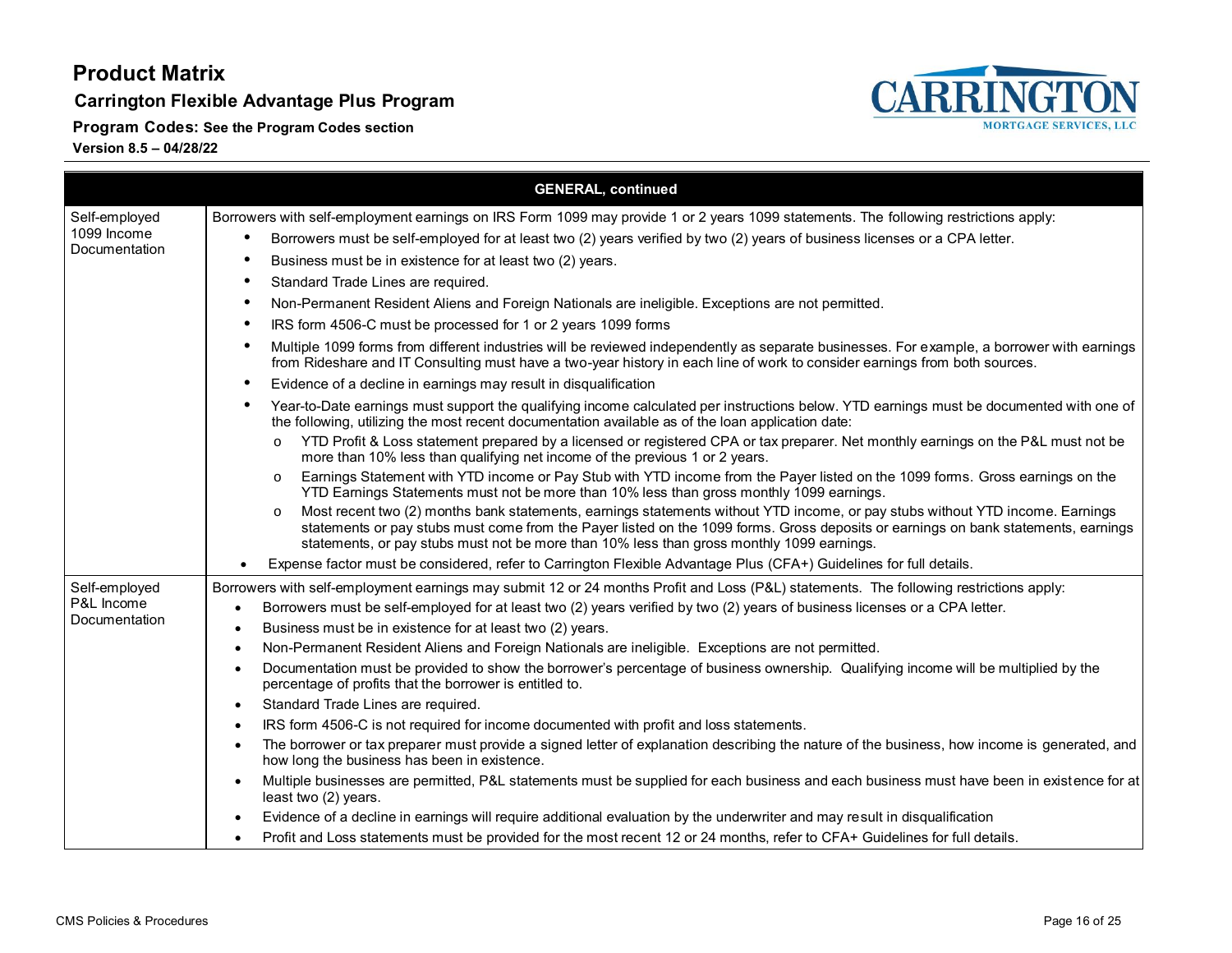# Product Matrix

## Carrington Flexible Advantage Plus Program

**Program Codes:** See the Program Codes section

**Version 8.5 – 04/28/22**

| GENERAL, continued | |
|---|---|
| Self-employed 1099 Income Documentation | Borrowers with self-employment earnings on IRS Form 1099 may provide 1 or 2 years 1099 statements. The following restrictions apply:<br>• Borrowers must be self-employed for at least two (2) years verified by two (2) years of business licenses or a CPA letter.<br>• Business must be in existence for at least two (2) years.<br>• Standard Trade Lines are required.<br>• Non-Permanent Resident Aliens and Foreign Nationals are ineligible. Exceptions are not permitted.<br>• IRS form 4506-C must be processed for 1 or 2 years 1099 forms<br>• Multiple 1099 forms from different industries will be reviewed independently as separate businesses. For example, a borrower with earnings from Rideshare and IT Consulting must have a two-year history in each line of work to consider earnings from both sources.<br>• Evidence of a decline in earnings may result in disqualification<br>• Year-to-Date earnings must support the qualifying income calculated per instructions below. YTD earnings must be documented with one of the following, utilizing the most recent documentation available as of the loan application date:<br>  o YTD Profit & Loss statement prepared by a licensed or registered CPA or tax preparer. Net monthly earnings on the P&L must not be more than 10% less than qualifying net income of the previous 1 or 2 years.<br>  o Earnings Statement with YTD income or Pay Stub with YTD income from the Payer listed on the 1099 forms. Gross earnings on the YTD Earnings Statements must not be more than 10% less than gross monthly 1099 earnings.<br>  o Most recent two (2) months bank statements, earnings statements without YTD income, or pay stubs without YTD income. Earnings statements or pay stubs must come from the Payer listed on the 1099 forms. Gross deposits or earnings on bank statements, earnings statements, or pay stubs must not be more than 10% less than gross monthly 1099 earnings.<br>• Expense factor must be considered, refer to Carrington Flexible Advantage Plus (CFA+) Guidelines for full details. |
| Self-employed P&L Income Documentation | Borrowers with self-employment earnings may submit 12 or 24 months Profit and Loss (P&L) statements. The following restrictions apply:<br>• Borrowers must be self-employed for at least two (2) years verified by two (2) years of business licenses or a CPA letter.<br>• Business must be in existence for at least two (2) years.<br>• Non-Permanent Resident Aliens and Foreign Nationals are ineligible. Exceptions are not permitted.<br>• Documentation must be provided to show the borrower's percentage of business ownership. Qualifying income will be multiplied by the percentage of profits that the borrower is entitled to.<br>• Standard Trade Lines are required.<br>• IRS form 4506-C is not required for income documented with profit and loss statements.<br>• The borrower or tax preparer must provide a signed letter of explanation describing the nature of the business, how income is generated, and how long the business has been in existence.<br>• Multiple businesses are permitted, P&L statements must be supplied for each business and each business must have been in existence for at least two (2) years.<br>• Evidence of a decline in earnings will require additional evaluation by the underwriter and may result in disqualification<br>• Profit and Loss statements must be provided for the most recent 12 or 24 months, refer to CFA+ Guidelines for full details. |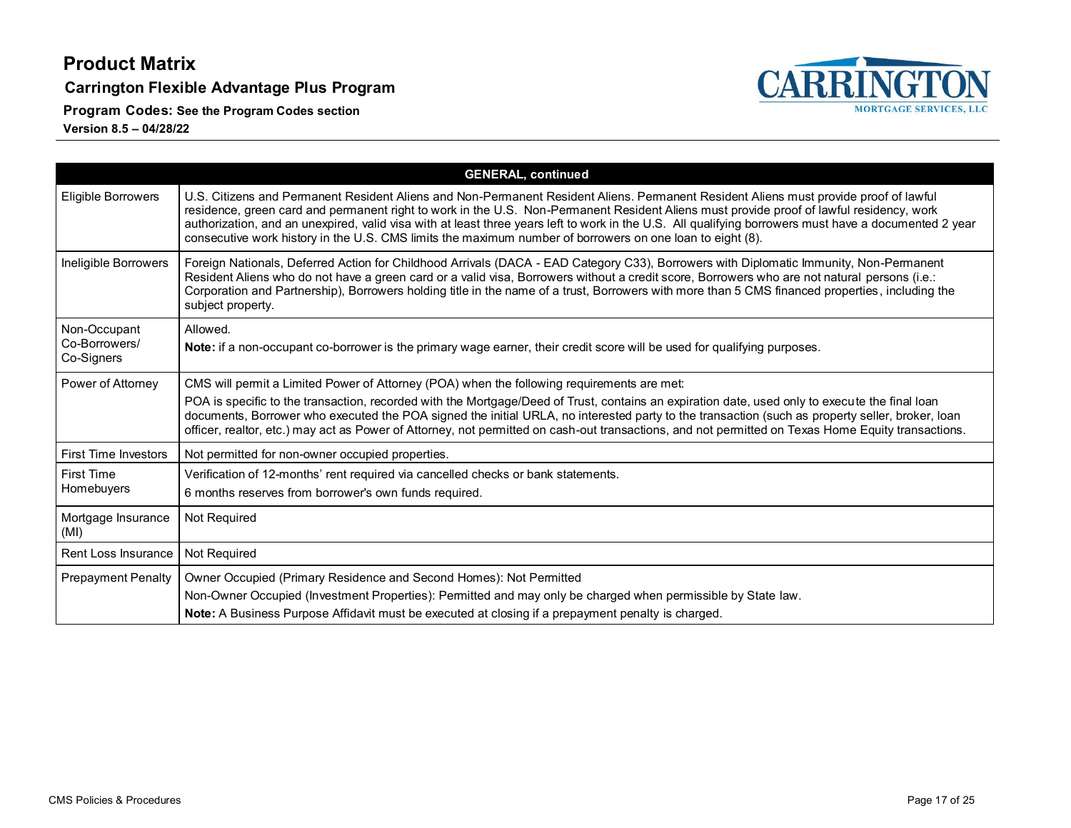# Product Matrix

## Carrington Flexible Advantage Plus Program

**Program Codes:** See the Program Codes section

**Version 8.5 – 04/28/22**

| GENERAL, continued | |
|---|---|
| Eligible Borrowers | U.S. Citizens and Permanent Resident Aliens and Non-Permanent Resident Aliens. Permanent Resident Aliens must provide proof of lawful residence, green card and permanent right to work in the U.S. Non-Permanent Resident Aliens must provide proof of lawful residency, work authorization, and an unexpired, valid visa with at least three years left to work in the U.S. All qualifying borrowers must have a documented 2 year consecutive work history in the U.S. CMS limits the maximum number of borrowers on one loan to eight (8). |
| Ineligible Borrowers | Foreign Nationals, Deferred Action for Childhood Arrivals (DACA - EAD Category C33), Borrowers with Diplomatic Immunity, Non-Permanent Resident Aliens who do not have a green card or a valid visa, Borrowers without a credit score, Borrowers who are not natural persons (i.e.: Corporation and Partnership), Borrowers holding title in the name of a trust, Borrowers with more than 5 CMS financed properties, including the subject property. |
| Non-Occupant Co-Borrowers/ Co-Signers | Allowed.<br>**Note:** if a non-occupant co-borrower is the primary wage earner, their credit score will be used for qualifying purposes. |
| Power of Attorney | CMS will permit a Limited Power of Attorney (POA) when the following requirements are met:<br>POA is specific to the transaction, recorded with the Mortgage/Deed of Trust, contains an expiration date, used only to execute the final loan documents, Borrower who executed the POA signed the initial URLA, no interested party to the transaction (such as property seller, broker, loan officer, realtor, etc.) may act as Power of Attorney, not permitted on cash-out transactions, and not permitted on Texas Home Equity transactions. |
| First Time Investors | Not permitted for non-owner occupied properties. |
| First Time Homebuyers | Verification of 12-months' rent required via cancelled checks or bank statements.<br>6 months reserves from borrower's own funds required. |
| Mortgage Insurance (MI) | Not Required |
| Rent Loss Insurance | Not Required |
| Prepayment Penalty | Owner Occupied (Primary Residence and Second Homes): Not Permitted<br>Non-Owner Occupied (Investment Properties): Permitted and may only be charged when permissible by State law.<br>**Note:** A Business Purpose Affidavit must be executed at closing if a prepayment penalty is charged. |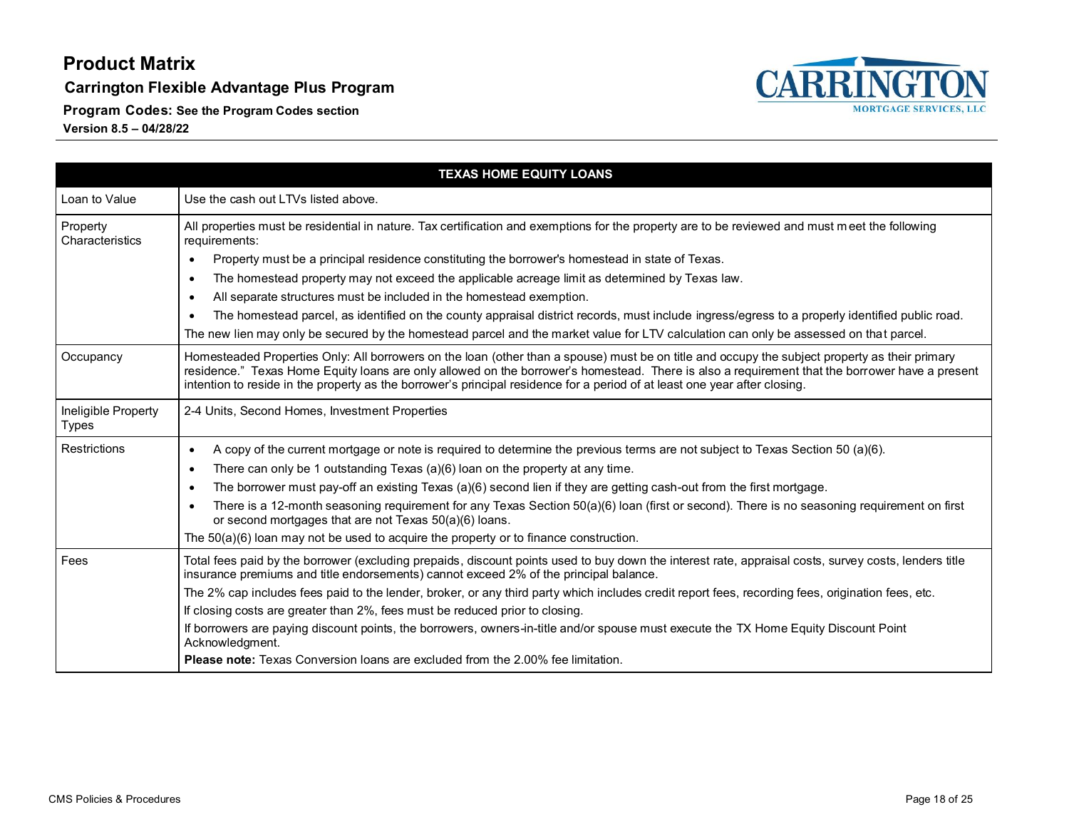# Product Matrix

## Carrington Flexible Advantage Plus Program

**Program Codes:** See the Program Codes section

**Version 8.5 – 04/28/22**

| TEXAS HOME EQUITY LOANS | |
|---|---|
| Loan to Value | Use the cash out LTVs listed above. |
| Property Characteristics | All properties must be residential in nature. Tax certification and exemptions for the property are to be reviewed and must meet the following requirements:<br>• Property must be a principal residence constituting the borrower's homestead in state of Texas.<br>• The homestead property may not exceed the applicable acreage limit as determined by Texas law.<br>• All separate structures must be included in the homestead exemption.<br>• The homestead parcel, as identified on the county appraisal district records, must include ingress/egress to a properly identified public road.<br>The new lien may only be secured by the homestead parcel and the market value for LTV calculation can only be assessed on that parcel. |
| Occupancy | Homesteaded Properties Only: All borrowers on the loan (other than a spouse) must be on title and occupy the subject property as their primary residence." Texas Home Equity loans are only allowed on the borrower's homestead. There is also a requirement that the borrower have a present intention to reside in the property as the borrower's principal residence for a period of at least one year after closing. |
| Ineligible Property Types | 2-4 Units, Second Homes, Investment Properties |
| Restrictions | • A copy of the current mortgage or note is required to determine the previous terms are not subject to Texas Section 50 (a)(6).<br>• There can only be 1 outstanding Texas (a)(6) loan on the property at any time.<br>• The borrower must pay-off an existing Texas (a)(6) second lien if they are getting cash-out from the first mortgage.<br>• There is a 12-month seasoning requirement for any Texas Section 50(a)(6) loan (first or second). There is no seasoning requirement on first or second mortgages that are not Texas 50(a)(6) loans.<br>The 50(a)(6) loan may not be used to acquire the property or to finance construction. |
| Fees | Total fees paid by the borrower (excluding prepaids, discount points used to buy down the interest rate, appraisal costs, survey costs, lenders title insurance premiums and title endorsements) cannot exceed 2% of the principal balance.<br>The 2% cap includes fees paid to the lender, broker, or any third party which includes credit report fees, recording fees, origination fees, etc.<br>If closing costs are greater than 2%, fees must be reduced prior to closing.<br>If borrowers are paying discount points, the borrowers, owners-in-title and/or spouse must execute the TX Home Equity Discount Point Acknowledgment.<br>**Please note:** Texas Conversion loans are excluded from the 2.00% fee limitation. |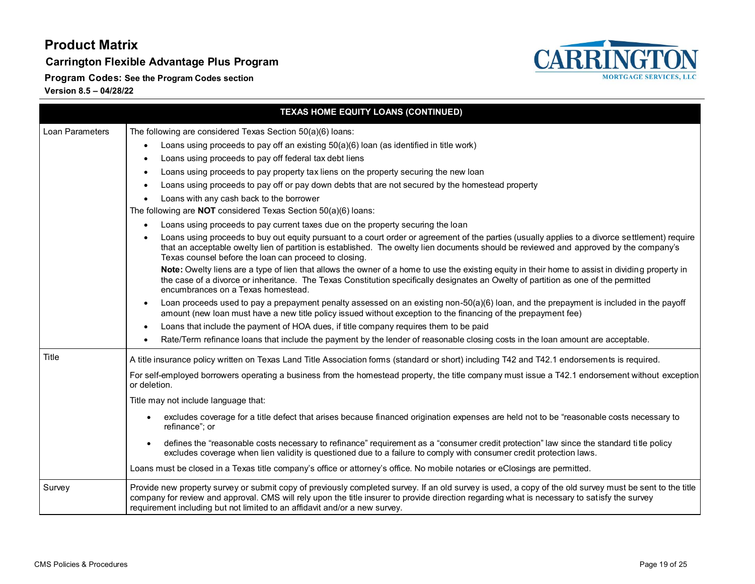## TEXAS HOME EQUITY LOANS (CONTINUED)

| TEXAS HOME EQUITY LOANS (CONTINUED) | |
|---|---|
| Loan Parameters | The following are considered Texas Section 50(a)(6) loans:<br>• Loans using proceeds to pay off an existing 50(a)(6) loan (as identified in title work)<br>• Loans using proceeds to pay off federal tax debt liens<br>• Loans using proceeds to pay property tax liens on the property securing the new loan<br>• Loans using proceeds to pay off or pay down debts that are not secured by the homestead property<br>• Loans with any cash back to the borrower<br>The following are **NOT** considered Texas Section 50(a)(6) loans:<br>• Loans using proceeds to pay current taxes due on the property securing the loan<br>• Loans using proceeds to buy out equity pursuant to a court order or agreement of the parties (usually applies to a divorce settlement) require that an acceptable owelty lien of partition is established. The owelty lien documents should be reviewed and approved by the company's Texas counsel before the loan can proceed to closing.<br>**Note:** Owelty liens are a type of lien that allows the owner of a home to use the existing equity in their home to assist in dividing property in the case of a divorce or inheritance. The Texas Constitution specifically designates an Owelty of partition as one of the permitted encumbrances on a Texas homestead.<br>• Loan proceeds used to pay a prepayment penalty assessed on an existing non-50(a)(6) loan, and the prepayment is included in the payoff amount (new loan must have a new title policy issued without exception to the financing of the prepayment fee)<br>• Loans that include the payment of HOA dues, if title company requires them to be paid<br>• Rate/Term refinance loans that include the payment by the lender of reasonable closing costs in the loan amount are acceptable. |
| Title | A title insurance policy written on Texas Land Title Association forms (standard or short) including T42 and T42.1 endorsements is required.<br>For self-employed borrowers operating a business from the homestead property, the title company must issue a T42.1 endorsement without exception or deletion.<br>Title may not include language that:<br>• excludes coverage for a title defect that arises because financed origination expenses are held not to be "reasonable costs necessary to refinance"; or<br>• defines the "reasonable costs necessary to refinance" requirement as a "consumer credit protection" law since the standard title policy excludes coverage when lien validity is questioned due to a failure to comply with consumer credit protection laws.<br>Loans must be closed in a Texas title company's office or attorney's office. No mobile notaries or eClosings are permitted. |
| Survey | Provide new property survey or submit copy of previously completed survey. If an old survey is used, a copy of the old survey must be sent to the title company for review and approval. CMS will rely upon the title insurer to provide direction regarding what is necessary to satisfy the survey requirement including but not limited to an affidavit and/or a new survey. |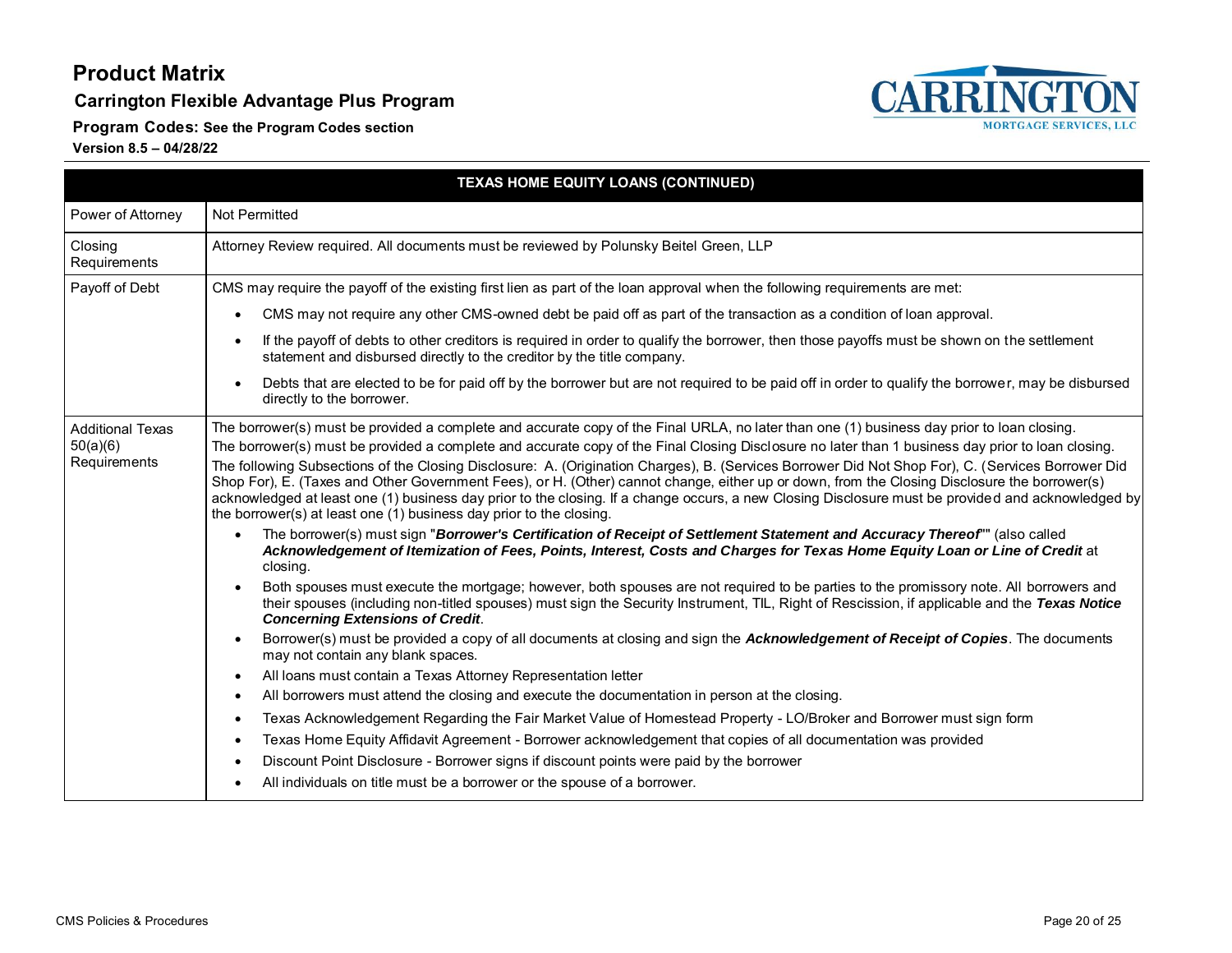# Product Matrix

## Carrington Flexible Advantage Plus Program

**Program Codes: See the Program Codes section**

**Version 8.5 – 04/28/22**

| TEXAS HOME EQUITY LOANS (CONTINUED) | |
|---|---|
| Power of Attorney | Not Permitted |
| Closing Requirements | Attorney Review required. All documents must be reviewed by Polunsky Beitel Green, LLP |
| Payoff of Debt | CMS may require the payoff of the existing first lien as part of the loan approval when the following requirements are met:<br>• CMS may not require any other CMS-owned debt be paid off as part of the transaction as a condition of loan approval.<br>• If the payoff of debts to other creditors is required in order to qualify the borrower, then those payoffs must be shown on the settlement statement and disbursed directly to the creditor by the title company.<br>• Debts that are elected to be for paid off by the borrower but are not required to be paid off in order to qualify the borrower, may be disbursed directly to the borrower. |
| Additional Texas 50(a)(6) Requirements | The borrower(s) must be provided a complete and accurate copy of the Final URLA, no later than one (1) business day prior to loan closing.<br>The borrower(s) must be provided a complete and accurate copy of the Final Closing Disclosure no later than 1 business day prior to loan closing.<br>The following Subsections of the Closing Disclosure: A. (Origination Charges), B. (Services Borrower Did Not Shop For), C. (Services Borrower Did Shop For), E. (Taxes and Other Government Fees), or H. (Other) cannot change, either up or down, from the Closing Disclosure the borrower(s) acknowledged at least one (1) business day prior to the closing. If a change occurs, a new Closing Disclosure must be provided and acknowledged by the borrower(s) at least one (1) business day prior to the closing.<br>• The borrower(s) must sign "***Borrower's Certification of Receipt of Settlement Statement and Accuracy Thereof***"" (also called ***Acknowledgement of Itemization of Fees, Points, Interest, Costs and Charges for Texas Home Equity Loan or Line of Credit*** at closing.<br>• Both spouses must execute the mortgage; however, both spouses are not required to be parties to the promissory note. All borrowers and their spouses (including non-titled spouses) must sign the Security Instrument, TIL, Right of Rescission, if applicable and the ***Texas Notice Concerning Extensions of Credit***.<br>• Borrower(s) must be provided a copy of all documents at closing and sign the ***Acknowledgement of Receipt of Copies***. The documents may not contain any blank spaces.<br>• All loans must contain a Texas Attorney Representation letter<br>• All borrowers must attend the closing and execute the documentation in person at the closing.<br>• Texas Acknowledgement Regarding the Fair Market Value of Homestead Property - LO/Broker and Borrower must sign form<br>• Texas Home Equity Affidavit Agreement - Borrower acknowledgement that copies of all documentation was provided<br>• Discount Point Disclosure - Borrower signs if discount points were paid by the borrower<br>• All individuals on title must be a borrower or the spouse of a borrower. |

CMS Policies & Procedures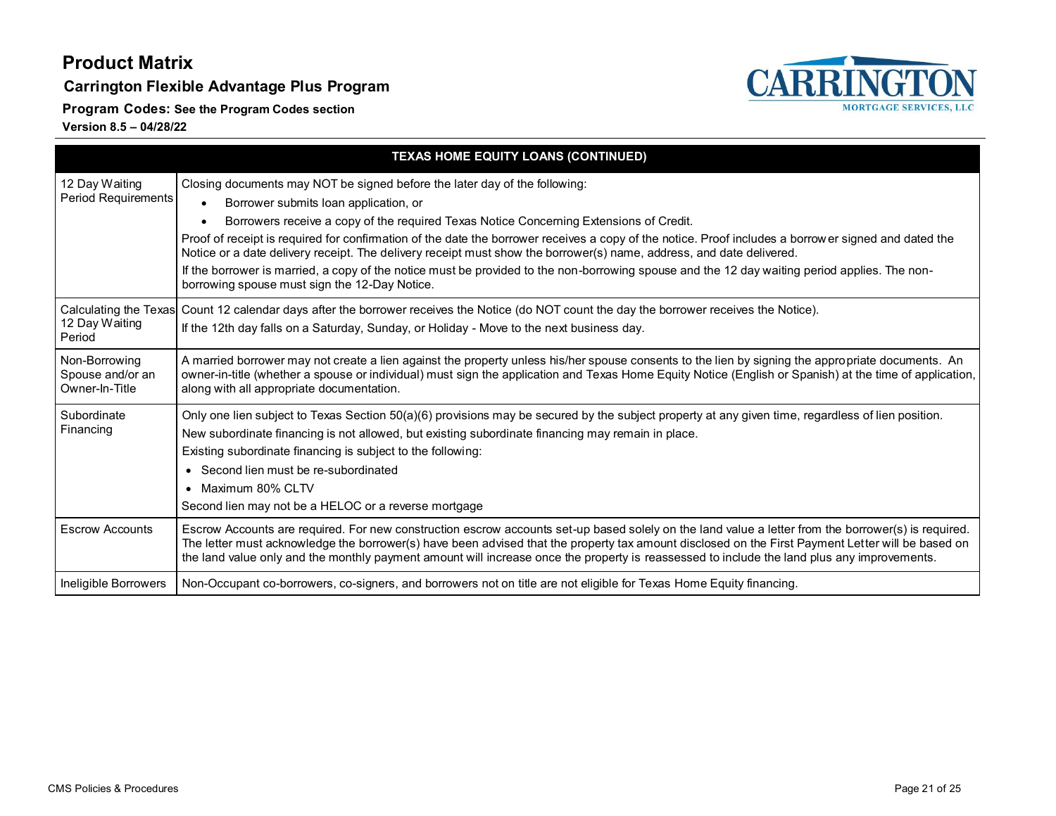# Product Matrix

## Carrington Flexible Advantage Plus Program

**Program Codes:** See the Program Codes section

**Version 8.5 – 04/28/22**

| TEXAS HOME EQUITY LOANS (CONTINUED) | |
|---|---|
| 12 Day Waiting Period Requirements | Closing documents may NOT be signed before the later day of the following:<br>• Borrower submits loan application, or<br>• Borrowers receive a copy of the required Texas Notice Concerning Extensions of Credit.<br>Proof of receipt is required for confirmation of the date the borrower receives a copy of the notice. Proof includes a borrower signed and dated the Notice or a date delivery receipt. The delivery receipt must show the borrower(s) name, address, and date delivered.<br>If the borrower is married, a copy of the notice must be provided to the non-borrowing spouse and the 12 day waiting period applies. The non-borrowing spouse must sign the 12-Day Notice. |
| Calculating the Texas 12 Day Waiting Period | Count 12 calendar days after the borrower receives the Notice (do NOT count the day the borrower receives the Notice).<br>If the 12th day falls on a Saturday, Sunday, or Holiday - Move to the next business day. |
| Non-Borrowing Spouse and/or an Owner-In-Title | A married borrower may not create a lien against the property unless his/her spouse consents to the lien by signing the appropriate documents. An owner-in-title (whether a spouse or individual) must sign the application and Texas Home Equity Notice (English or Spanish) at the time of application, along with all appropriate documentation. |
| Subordinate Financing | Only one lien subject to Texas Section 50(a)(6) provisions may be secured by the subject property at any given time, regardless of lien position.<br>New subordinate financing is not allowed, but existing subordinate financing may remain in place.<br>Existing subordinate financing is subject to the following:<br>• Second lien must be re-subordinated<br>• Maximum 80% CLTV<br>Second lien may not be a HELOC or a reverse mortgage |
| Escrow Accounts | Escrow Accounts are required. For new construction escrow accounts set-up based solely on the land value a letter from the borrower(s) is required. The letter must acknowledge the borrower(s) have been advised that the property tax amount disclosed on the First Payment Letter will be based on the land value only and the monthly payment amount will increase once the property is reassessed to include the land plus any improvements. |
| Ineligible Borrowers | Non-Occupant co-borrowers, co-signers, and borrowers not on title are not eligible for Texas Home Equity financing. |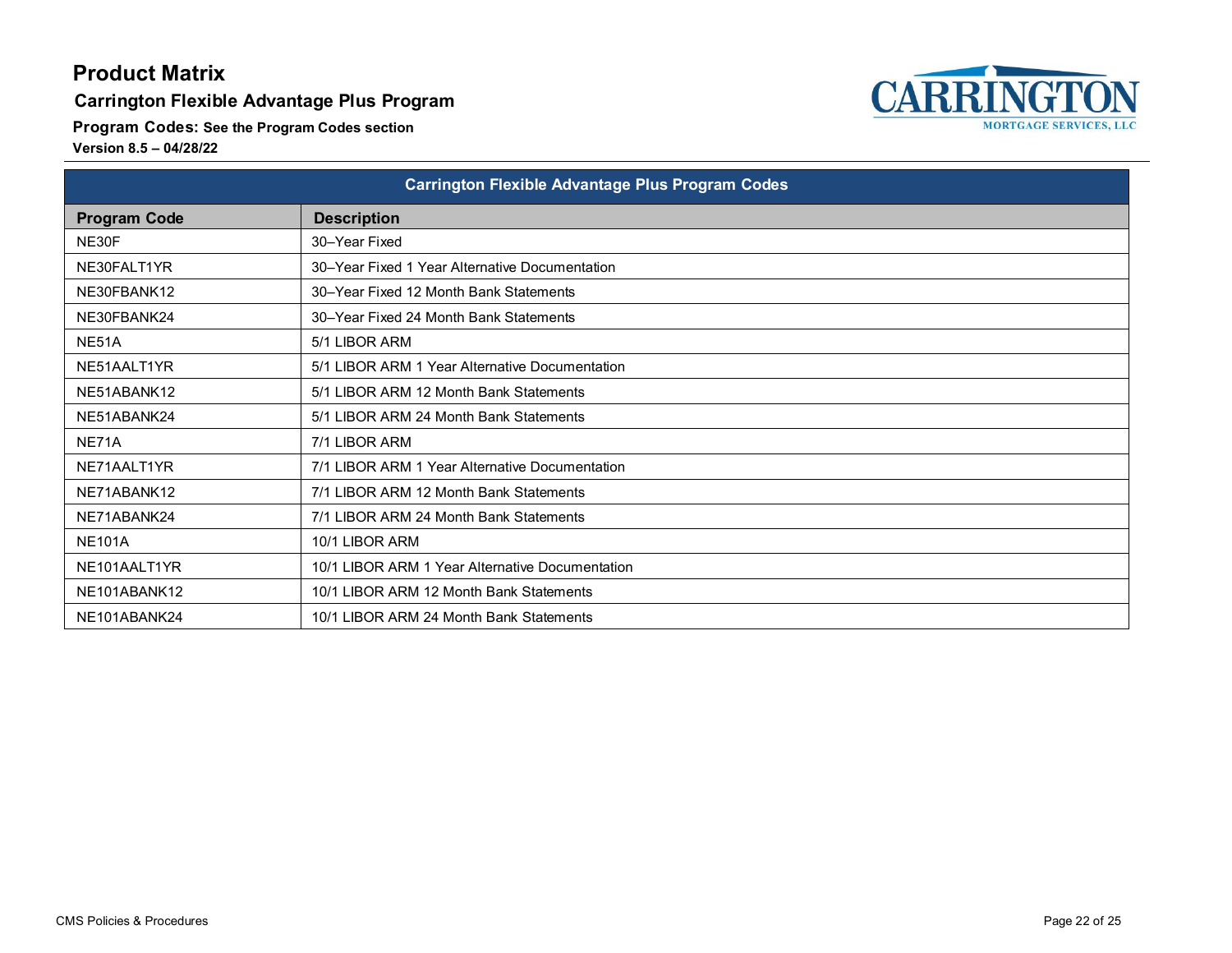# Product Matrix

## Carrington Flexible Advantage Plus Program

**Program Codes:** See the Program Codes section

**Version 8.5 – 04/28/22**

| Carrington Flexible Advantage Plus Program Codes | |
|---|---|
| **Program Code** | **Description** |
| NE30F | 30–Year Fixed |
| NE30FALT1YR | 30–Year Fixed 1 Year Alternative Documentation |
| NE30FBANK12 | 30–Year Fixed 12 Month Bank Statements |
| NE30FBANK24 | 30–Year Fixed 24 Month Bank Statements |
| NE51A | 5/1 LIBOR ARM |
| NE51AALT1YR | 5/1 LIBOR ARM 1 Year Alternative Documentation |
| NE51ABANK12 | 5/1 LIBOR ARM 12 Month Bank Statements |
| NE51ABANK24 | 5/1 LIBOR ARM 24 Month Bank Statements |
| NE71A | 7/1 LIBOR ARM |
| NE71AALT1YR | 7/1 LIBOR ARM 1 Year Alternative Documentation |
| NE71ABANK12 | 7/1 LIBOR ARM 12 Month Bank Statements |
| NE71ABANK24 | 7/1 LIBOR ARM 24 Month Bank Statements |
| NE101A | 10/1 LIBOR ARM |
| NE101AALT1YR | 10/1 LIBOR ARM 1 Year Alternative Documentation |
| NE101ABANK12 | 10/1 LIBOR ARM 12 Month Bank Statements |
| NE101ABANK24 | 10/1 LIBOR ARM 24 Month Bank Statements |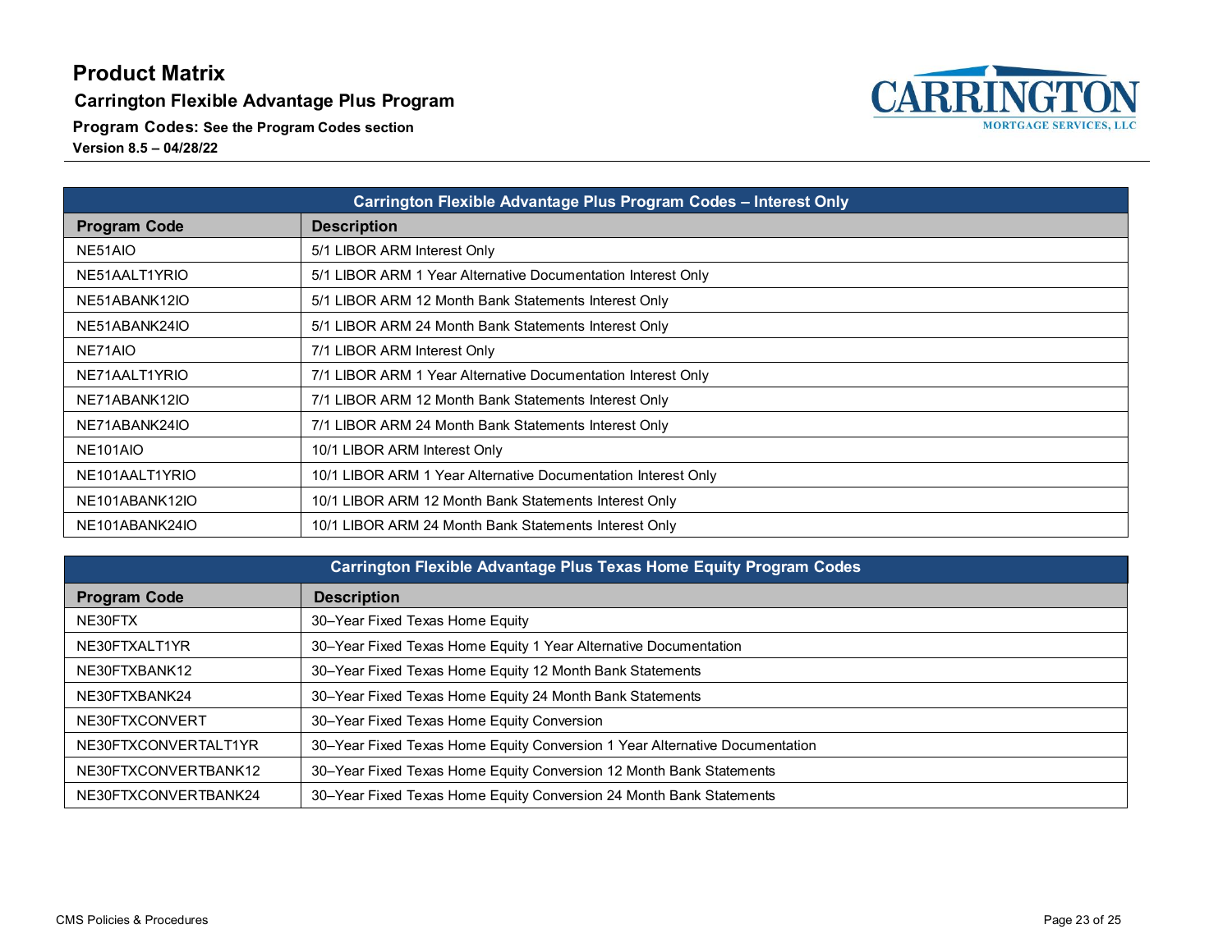# Product Matrix

## Carrington Flexible Advantage Plus Program

**Program Codes:** See the Program Codes section

**Version 8.5 – 04/28/22**

| Carrington Flexible Advantage Plus Program Codes – Interest Only | |
|---|---|
| **Program Code** | **Description** |
| NE51AIO | 5/1 LIBOR ARM Interest Only |
| NE51AALT1YRIO | 5/1 LIBOR ARM 1 Year Alternative Documentation Interest Only |
| NE51ABANK12IO | 5/1 LIBOR ARM 12 Month Bank Statements Interest Only |
| NE51ABANK24IO | 5/1 LIBOR ARM 24 Month Bank Statements Interest Only |
| NE71AIO | 7/1 LIBOR ARM Interest Only |
| NE71AALT1YRIO | 7/1 LIBOR ARM 1 Year Alternative Documentation Interest Only |
| NE71ABANK12IO | 7/1 LIBOR ARM 12 Month Bank Statements Interest Only |
| NE71ABANK24IO | 7/1 LIBOR ARM 24 Month Bank Statements Interest Only |
| NE101AIO | 10/1 LIBOR ARM Interest Only |
| NE101AALT1YRIO | 10/1 LIBOR ARM 1 Year Alternative Documentation Interest Only |
| NE101ABANK12IO | 10/1 LIBOR ARM 12 Month Bank Statements Interest Only |
| NE101ABANK24IO | 10/1 LIBOR ARM 24 Month Bank Statements Interest Only |

| Carrington Flexible Advantage Plus Texas Home Equity Program Codes | |
|---|---|
| **Program Code** | **Description** |
| NE30FTX | 30–Year Fixed Texas Home Equity |
| NE30FTXALT1YR | 30–Year Fixed Texas Home Equity 1 Year Alternative Documentation |
| NE30FTXBANK12 | 30–Year Fixed Texas Home Equity 12 Month Bank Statements |
| NE30FTXBANK24 | 30–Year Fixed Texas Home Equity 24 Month Bank Statements |
| NE30FTXCONVERT | 30–Year Fixed Texas Home Equity Conversion |
| NE30FTXCONVERTALT1YR | 30–Year Fixed Texas Home Equity Conversion 1 Year Alternative Documentation |
| NE30FTXCONVERTBANK12 | 30–Year Fixed Texas Home Equity Conversion 12 Month Bank Statements |
| NE30FTXCONVERTBANK24 | 30–Year Fixed Texas Home Equity Conversion 24 Month Bank Statements |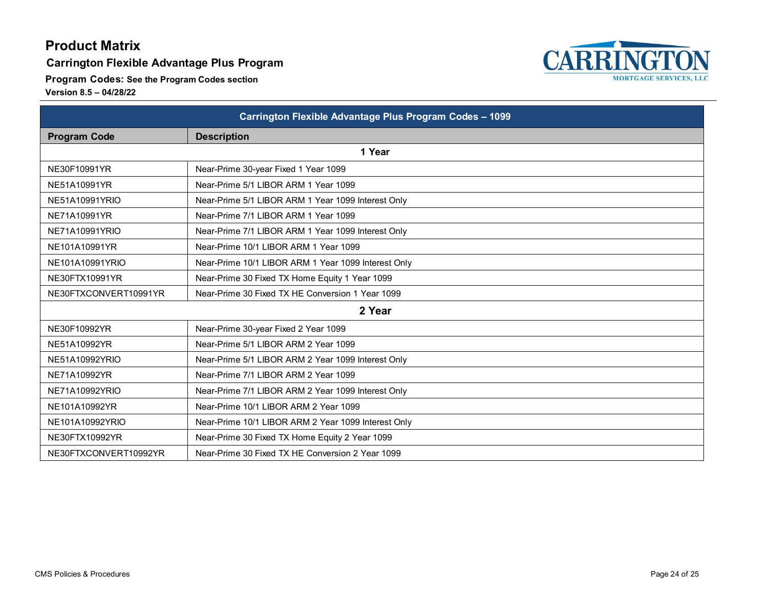# Product Matrix

## Carrington Flexible Advantage Plus Program

**Program Codes:** See the Program Codes section

**Version 8.5 – 04/28/22**

| Carrington Flexible Advantage Plus Program Codes – 1099 | |
|---|---|
| **Program Code** | **Description** |
| | **1 Year** |
| NE30F10991YR | Near-Prime 30-year Fixed 1 Year 1099 |
| NE51A10991YR | Near-Prime 5/1 LIBOR ARM 1 Year 1099 |
| NE51A10991YRIO | Near-Prime 5/1 LIBOR ARM 1 Year 1099 Interest Only |
| NE71A10991YR | Near-Prime 7/1 LIBOR ARM 1 Year 1099 |
| NE71A10991YRIO | Near-Prime 7/1 LIBOR ARM 1 Year 1099 Interest Only |
| NE101A10991YR | Near-Prime 10/1 LIBOR ARM 1 Year 1099 |
| NE101A10991YRIO | Near-Prime 10/1 LIBOR ARM 1 Year 1099 Interest Only |
| NE30FTX10991YR | Near-Prime 30 Fixed TX Home Equity 1 Year 1099 |
| NE30FTXCONVERT10991YR | Near-Prime 30 Fixed TX HE Conversion 1 Year 1099 |
| | **2 Year** |
| NE30F10992YR | Near-Prime 30-year Fixed 2 Year 1099 |
| NE51A10992YR | Near-Prime 5/1 LIBOR ARM 2 Year 1099 |
| NE51A10992YRIO | Near-Prime 5/1 LIBOR ARM 2 Year 1099 Interest Only |
| NE71A10992YR | Near-Prime 7/1 LIBOR ARM 2 Year 1099 |
| NE71A10992YRIO | Near-Prime 7/1 LIBOR ARM 2 Year 1099 Interest Only |
| NE101A10992YR | Near-Prime 10/1 LIBOR ARM 2 Year 1099 |
| NE101A10992YRIO | Near-Prime 10/1 LIBOR ARM 2 Year 1099 Interest Only |
| NE30FTX10992YR | Near-Prime 30 Fixed TX Home Equity 2 Year 1099 |
| NE30FTXCONVERT10992YR | Near-Prime 30 Fixed TX HE Conversion 2 Year 1099 |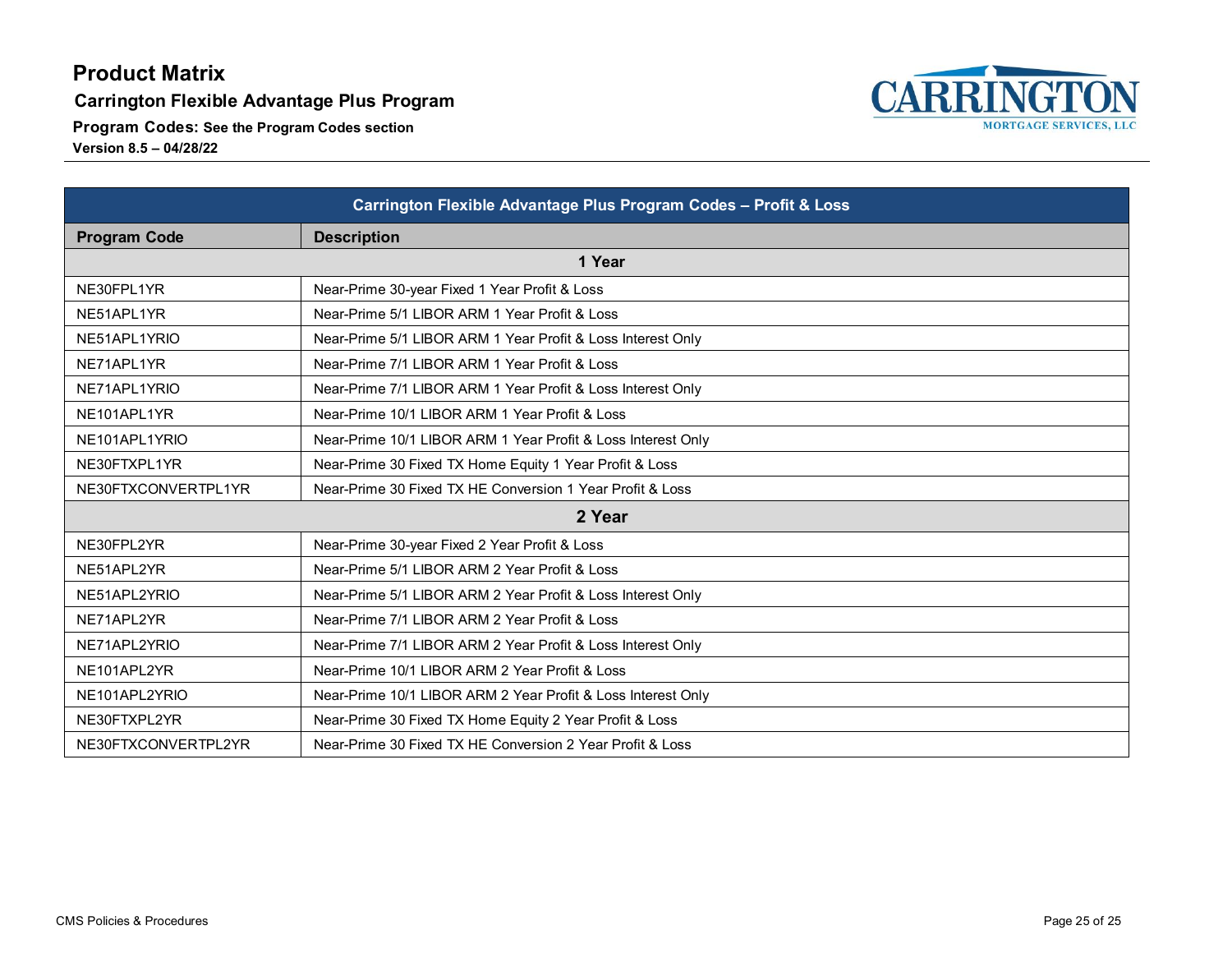# Product Matrix

## Carrington Flexible Advantage Plus Program

**Program Codes:** See the Program Codes section

**Version 8.5 – 04/28/22**

| Carrington Flexible Advantage Plus Program Codes – Profit & Loss | |
|---|---|
| **Program Code** | **Description** |
| **1 Year** | |
| NE30FPL1YR | Near-Prime 30-year Fixed 1 Year Profit & Loss |
| NE51APL1YR | Near-Prime 5/1 LIBOR ARM 1 Year Profit & Loss |
| NE51APL1YRIO | Near-Prime 5/1 LIBOR ARM 1 Year Profit & Loss Interest Only |
| NE71APL1YR | Near-Prime 7/1 LIBOR ARM 1 Year Profit & Loss |
| NE71APL1YRIO | Near-Prime 7/1 LIBOR ARM 1 Year Profit & Loss Interest Only |
| NE101APL1YR | Near-Prime 10/1 LIBOR ARM 1 Year Profit & Loss |
| NE101APL1YRIO | Near-Prime 10/1 LIBOR ARM 1 Year Profit & Loss Interest Only |
| NE30FTXPL1YR | Near-Prime 30 Fixed TX Home Equity 1 Year Profit & Loss |
| NE30FTXCONVERTPL1YR | Near-Prime 30 Fixed TX HE Conversion 1 Year Profit & Loss |
| **2 Year** | |
| NE30FPL2YR | Near-Prime 30-year Fixed 2 Year Profit & Loss |
| NE51APL2YR | Near-Prime 5/1 LIBOR ARM 2 Year Profit & Loss |
| NE51APL2YRIO | Near-Prime 5/1 LIBOR ARM 2 Year Profit & Loss Interest Only |
| NE71APL2YR | Near-Prime 7/1 LIBOR ARM 2 Year Profit & Loss |
| NE71APL2YRIO | Near-Prime 7/1 LIBOR ARM 2 Year Profit & Loss Interest Only |
| NE101APL2YR | Near-Prime 10/1 LIBOR ARM 2 Year Profit & Loss |
| NE101APL2YRIO | Near-Prime 10/1 LIBOR ARM 2 Year Profit & Loss Interest Only |
| NE30FTXPL2YR | Near-Prime 30 Fixed TX Home Equity 2 Year Profit & Loss |
| NE30FTXCONVERTPL2YR | Near-Prime 30 Fixed TX HE Conversion 2 Year Profit & Loss |